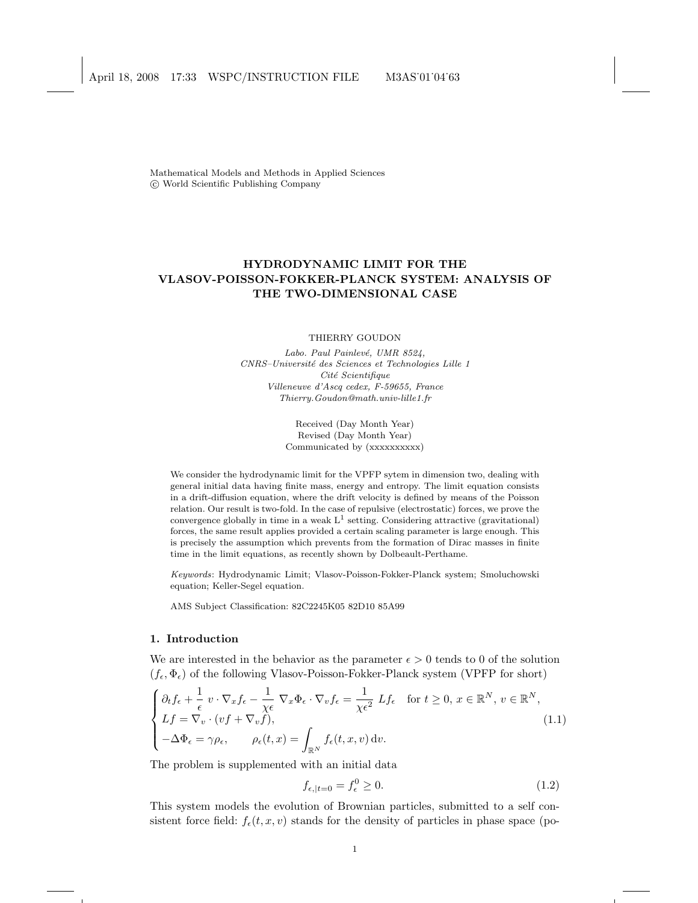Mathematical Models and Methods in Applied Sciences
© World Scientific Publishing Company

# HYDRODYNAMIC LIMIT FOR THE VLASOV-POISSON-FOKKER-PLANCK SYSTEM: ANALYSIS OF THE TWO-DIMENSIONAL CASE

THIERRY GOUDON

*Labo. Paul Painlevé, UMR 8524,*
*CNRS–Université des Sciences et Technologies Lille 1*
*Cité Scientifique*
*Villeneuve d'Ascq cedex, F-59655, France*
*Thierry.Goudon@math.univ-lille1.fr*

Received (Day Month Year)
Revised (Day Month Year)
Communicated by (xxxxxxxxxx)

We consider the hydrodynamic limit for the VPFP sytem in dimension two, dealing with general initial data having finite mass, energy and entropy. The limit equation consists in a drift-diffusion equation, where the drift velocity is defined by means of the Poisson relation. Our result is two-fold. In the case of repulsive (electrostatic) forces, we prove the convergence globally in time in a weak $L^1$ setting. Considering attractive (gravitational) forces, the same result applies provided a certain scaling parameter is large enough. This is precisely the assumption which prevents from the formation of Dirac masses in finite time in the limit equations, as recently shown by Dolbeault-Perthame.

*Keywords*: Hydrodynamic Limit; Vlasov-Poisson-Fokker-Planck system; Smoluchowski equation; Keller-Segel equation.

AMS Subject Classification: 82C2245K05 82D10 85A99

## 1. Introduction

We are interested in the behavior as the parameter $\epsilon > 0$ tends to 0 of the solution $(f_\epsilon, \Phi_\epsilon)$ of the following Vlasov-Poisson-Fokker-Planck system (VPFP for short)

$$
\begin{cases}
\partial_t f_\epsilon + \dfrac{1}{\epsilon}\, v \cdot \nabla_x f_\epsilon - \dfrac{1}{\chi\epsilon}\, \nabla_x \Phi_\epsilon \cdot \nabla_v f_\epsilon = \dfrac{1}{\chi\epsilon^2}\, L f_\epsilon \quad \text{for } t \geq 0,\, x \in \mathbb{R}^N,\, v \in \mathbb{R}^N, \\
Lf = \nabla_v \cdot (vf + \nabla_v f), \\
-\Delta \Phi_\epsilon = \gamma \rho_\epsilon, \qquad \rho_\epsilon(t,x) = \displaystyle\int_{\mathbb{R}^N} f_\epsilon(t,x,v)\, \mathrm{d}v.
\end{cases}
\tag{1.1}
$$

The problem is supplemented with an initial data

$$
f_{\epsilon,|t=0} = f_\epsilon^0 \geq 0. \tag{1.2}
$$

This system models the evolution of Brownian particles, submitted to a self consistent force field: $f_\epsilon(t,x,v)$ stands for the density of particles in phase space (po-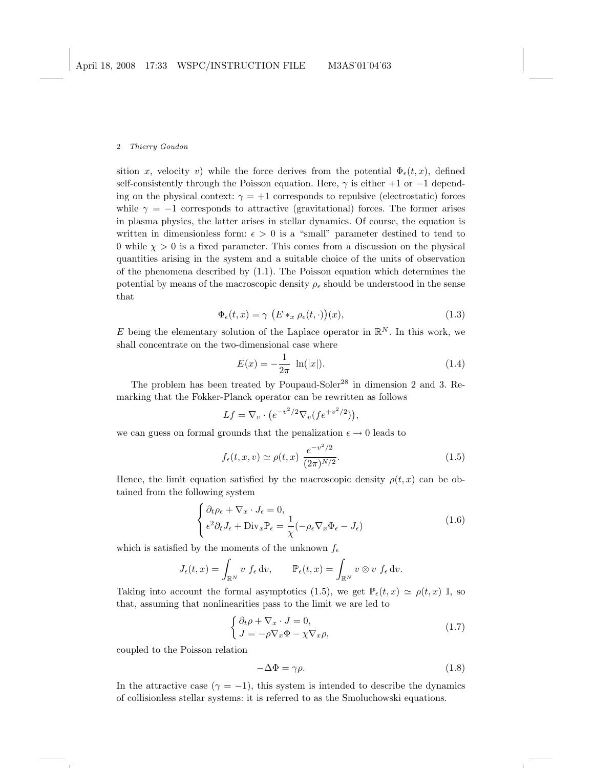sition $x$, velocity $v$) while the force derives from the potential $\Phi_\epsilon(t,x)$, defined self-consistently through the Poisson equation. Here, $\gamma$ is either $+1$ or $-1$ depending on the physical context: $\gamma = +1$ corresponds to repulsive (electrostatic) forces while $\gamma = -1$ corresponds to attractive (gravitational) forces. The former arises in plasma physics, the latter arises in stellar dynamics. Of course, the equation is written in dimensionless form: $\epsilon > 0$ is a "small" parameter destined to tend to 0 while $\chi > 0$ is a fixed parameter. This comes from a discussion on the physical quantities arising in the system and a suitable choice of the units of observation of the phenomena described by (1.1). The Poisson equation which determines the potential by means of the macroscopic density $\rho_\epsilon$ should be understood in the sense that

$$\Phi_\epsilon(t,x) = \gamma \, \big(E *_x \rho_\epsilon(t,\cdot)\big)(x), \tag{1.3}$$

$E$ being the elementary solution of the Laplace operator in $\mathbb{R}^N$. In this work, we shall concentrate on the two-dimensional case where

$$E(x) = -\frac{1}{2\pi} \, \ln(|x|). \tag{1.4}$$

The problem has been treated by Poupaud-Soler[28] in dimension 2 and 3. Remarking that the Fokker-Planck operator can be rewritten as follows

$$Lf = \nabla_v \cdot \big(e^{-v^2/2} \nabla_v (f e^{+v^2/2})\big),$$

we can guess on formal grounds that the penalization $\epsilon \to 0$ leads to

$$f_\epsilon(t,x,v) \simeq \rho(t,x) \, \frac{e^{-v^2/2}}{(2\pi)^{N/2}}. \tag{1.5}$$

Hence, the limit equation satisfied by the macroscopic density $\rho(t,x)$ can be obtained from the following system

$$\begin{cases} \partial_t \rho_\epsilon + \nabla_x \cdot J_\epsilon = 0, \\ \epsilon^2 \partial_t J_\epsilon + \mathrm{Div}_x \mathbb{P}_\epsilon = \dfrac{1}{\chi}(-\rho_\epsilon \nabla_x \Phi_\epsilon - J_\epsilon) \end{cases} \tag{1.6}$$

which is satisfied by the moments of the unknown $f_\epsilon$

$$J_\epsilon(t,x) = \int_{\mathbb{R}^N} v \; f_\epsilon \, \mathrm{d}v, \qquad \mathbb{P}_\epsilon(t,x) = \int_{\mathbb{R}^N} v \otimes v \; f_\epsilon \, \mathrm{d}v.$$

Taking into account the formal asymptotics (1.5), we get $\mathbb{P}_\epsilon(t,x) \simeq \rho(t,x) \, \mathbb{I}$, so that, assuming that nonlinearities pass to the limit we are led to

$$\begin{cases} \partial_t \rho + \nabla_x \cdot J = 0, \\ J = -\rho \nabla_x \Phi - \chi \nabla_x \rho, \end{cases} \tag{1.7}$$

coupled to the Poisson relation

$$-\Delta \Phi = \gamma \rho. \tag{1.8}$$

In the attractive case ($\gamma = -1$), this system is intended to describe the dynamics of collisionless stellar systems: it is referred to as the Smoluchowski equations.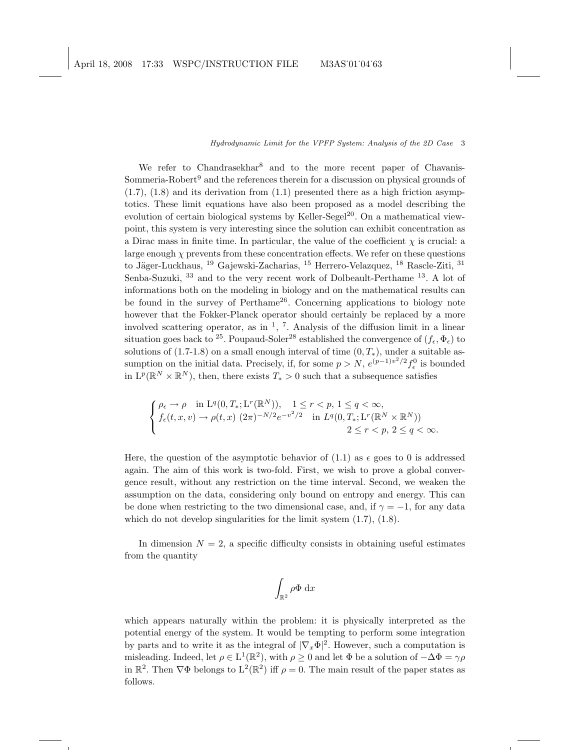We refer to Chandrasekhar[8] and to the more recent paper of Chavanis-Sommeria-Robert[9] and the references therein for a discussion on physical grounds of (1.7), (1.8) and its derivation from (1.1) presented there as a high friction asymptotics. These limit equations have also been proposed as a model describing the evolution of certain biological systems by Keller-Segel[20]. On a mathematical viewpoint, this system is very interesting since the solution can exhibit concentration as a Dirac mass in finite time. In particular, the value of the coefficient $\chi$ is crucial: a large enough $\chi$ prevents from these concentration effects. We refer on these questions to Jäger-Luckhaus, [19] Gajewski-Zacharias, [15] Herrero-Velazquez, [18] Rascle-Ziti, [31] Senba-Suzuki, [33] and to the very recent work of Dolbeault-Perthame [13]. A lot of informations both on the modeling in biology and on the mathematical results can be found in the survey of Perthame[26]. Concerning applications to biology note however that the Fokker-Planck operator should certainly be replaced by a more involved scattering operator, as in [1], [7]. Analysis of the diffusion limit in a linear situation goes back to [25]. Poupaud-Soler[28] established the convergence of $(f_\epsilon, \Phi_\epsilon)$ to solutions of (1.7-1.8) on a small enough interval of time $(0, T_*)$, under a suitable assumption on the initial data. Precisely, if, for some $p > N$, $e^{(p-1)v^2/2} f_\epsilon^0$ is bounded in $\mathrm{L}^p(\mathbb{R}^N \times \mathbb{R}^N)$, then, there exists $T_* > 0$ such that a subsequence satisfies

$$
\begin{cases}
\rho_\epsilon \to \rho \quad \text{in } \mathrm{L}^q(0, T_*; \mathrm{L}^r(\mathbb{R}^N)), \quad 1 \le r < p,\ 1 \le q < \infty, \\
f_\epsilon(t,x,v) \to \rho(t,x)\ (2\pi)^{-N/2} e^{-v^2/2} \quad \text{in } L^q(0, T_*; \mathrm{L}^r(\mathbb{R}^N \times \mathbb{R}^N)) \\
\qquad\qquad\qquad\qquad\qquad\qquad\qquad\qquad 2 \le r < p,\ 2 \le q < \infty.
\end{cases}
$$

Here, the question of the asymptotic behavior of (1.1) as $\epsilon$ goes to 0 is addressed again. The aim of this work is two-fold. First, we wish to prove a global convergence result, without any restriction on the time interval. Second, we weaken the assumption on the data, considering only bound on entropy and energy. This can be done when restricting to the two dimensional case, and, if $\gamma = -1$, for any data which do not develop singularities for the limit system (1.7), (1.8).

In dimension $N = 2$, a specific difficulty consists in obtaining useful estimates from the quantity

$$
\int_{\mathbb{R}^2} \rho \Phi \, \mathrm{d}x
$$

which appears naturally within the problem: it is physically interpreted as the potential energy of the system. It would be tempting to perform some integration by parts and to write it as the integral of $|\nabla_x \Phi|^2$. However, such a computation is misleading. Indeed, let $\rho \in \mathrm{L}^1(\mathbb{R}^2)$, with $\rho \ge 0$ and let $\Phi$ be a solution of $-\Delta \Phi = \gamma \rho$ in $\mathbb{R}^2$. Then $\nabla \Phi$ belongs to $\mathrm{L}^2(\mathbb{R}^2)$ iff $\rho = 0$. The main result of the paper states as follows.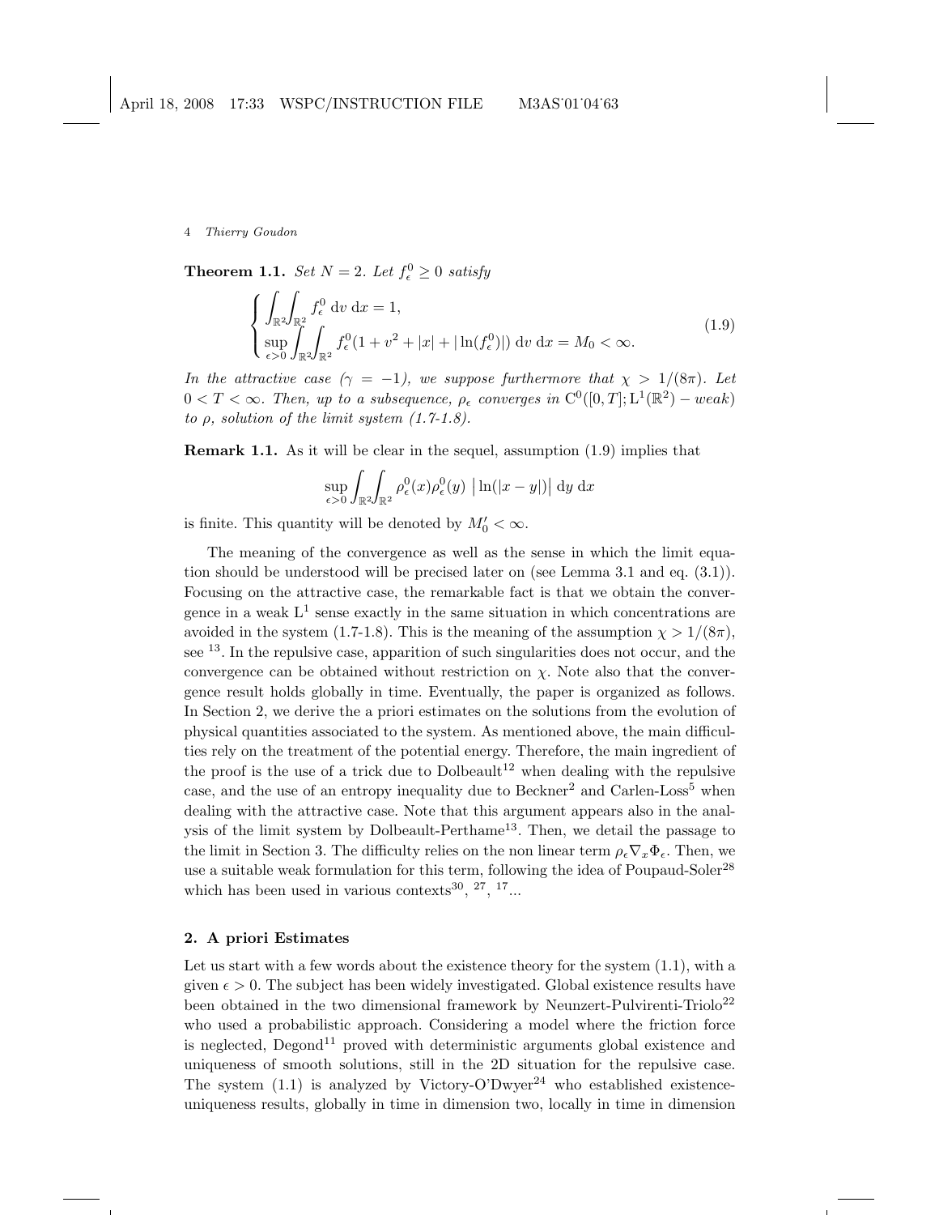**Theorem 1.1.** *Set $N = 2$. Let $f_\epsilon^0 \geq 0$ satisfy*

$$
\begin{cases}
\displaystyle\int_{\mathbb{R}^2}\int_{\mathbb{R}^2} f_\epsilon^0 \, \mathrm{d}v \, \mathrm{d}x = 1, \\
\displaystyle\sup_{\epsilon>0} \int_{\mathbb{R}^2}\int_{\mathbb{R}^2} f_\epsilon^0 (1 + v^2 + |x| + |\ln(f_\epsilon^0)|) \, \mathrm{d}v \, \mathrm{d}x = M_0 < \infty.
\end{cases}
\tag{1.9}
$$

*In the attractive case ($\gamma = -1$), we suppose furthermore that $\chi > 1/(8\pi)$. Let $0 < T < \infty$. Then, up to a subsequence, $\rho_\epsilon$ converges in $\mathrm{C}^0([0,T];\mathrm{L}^1(\mathbb{R}^2) - weak)$ to $\rho$, solution of the limit system (1.7-1.8).*

**Remark 1.1.** As it will be clear in the sequel, assumption (1.9) implies that

$$
\sup_{\epsilon>0} \int_{\mathbb{R}^2}\int_{\mathbb{R}^2} \rho_\epsilon^0(x)\rho_\epsilon^0(y) \left|\ln(|x-y|)\right| \mathrm{d}y \, \mathrm{d}x
$$

is finite. This quantity will be denoted by $M_0' < \infty$.

The meaning of the convergence as well as the sense in which the limit equation should be understood will be precised later on (see Lemma 3.1 and eq. (3.1)). Focusing on the attractive case, the remarkable fact is that we obtain the convergence in a weak $\mathrm{L}^1$ sense exactly in the same situation in which concentrations are avoided in the system (1.7-1.8). This is the meaning of the assumption $\chi > 1/(8\pi)$, see [13]. In the repulsive case, apparition of such singularities does not occur, and the convergence can be obtained without restriction on $\chi$. Note also that the convergence result holds globally in time. Eventually, the paper is organized as follows. In Section 2, we derive the a priori estimates on the solutions from the evolution of physical quantities associated to the system. As mentioned above, the main difficulties rely on the treatment of the potential energy. Therefore, the main ingredient of the proof is the use of a trick due to Dolbeault[12] when dealing with the repulsive case, and the use of an entropy inequality due to Beckner[2] and Carlen-Loss[5] when dealing with the attractive case. Note that this argument appears also in the analysis of the limit system by Dolbeault-Perthame[13]. Then, we detail the passage to the limit in Section 3. The difficulty relies on the non linear term $\rho_\epsilon \nabla_x \Phi_\epsilon$. Then, we use a suitable weak formulation for this term, following the idea of Poupaud-Soler[28] which has been used in various contexts[30], [27], [17]...

## 2. A priori Estimates

Let us start with a few words about the existence theory for the system (1.1), with a given $\epsilon > 0$. The subject has been widely investigated. Global existence results have been obtained in the two dimensional framework by Neunzert-Pulvirenti-Triolo[22] who used a probabilistic approach. Considering a model where the friction force is neglected, Degond[11] proved with deterministic arguments global existence and uniqueness of smooth solutions, still in the 2D situation for the repulsive case. The system (1.1) is analyzed by Victory-O'Dwyer[24] who established existence-uniqueness results, globally in time in dimension two, locally in time in dimension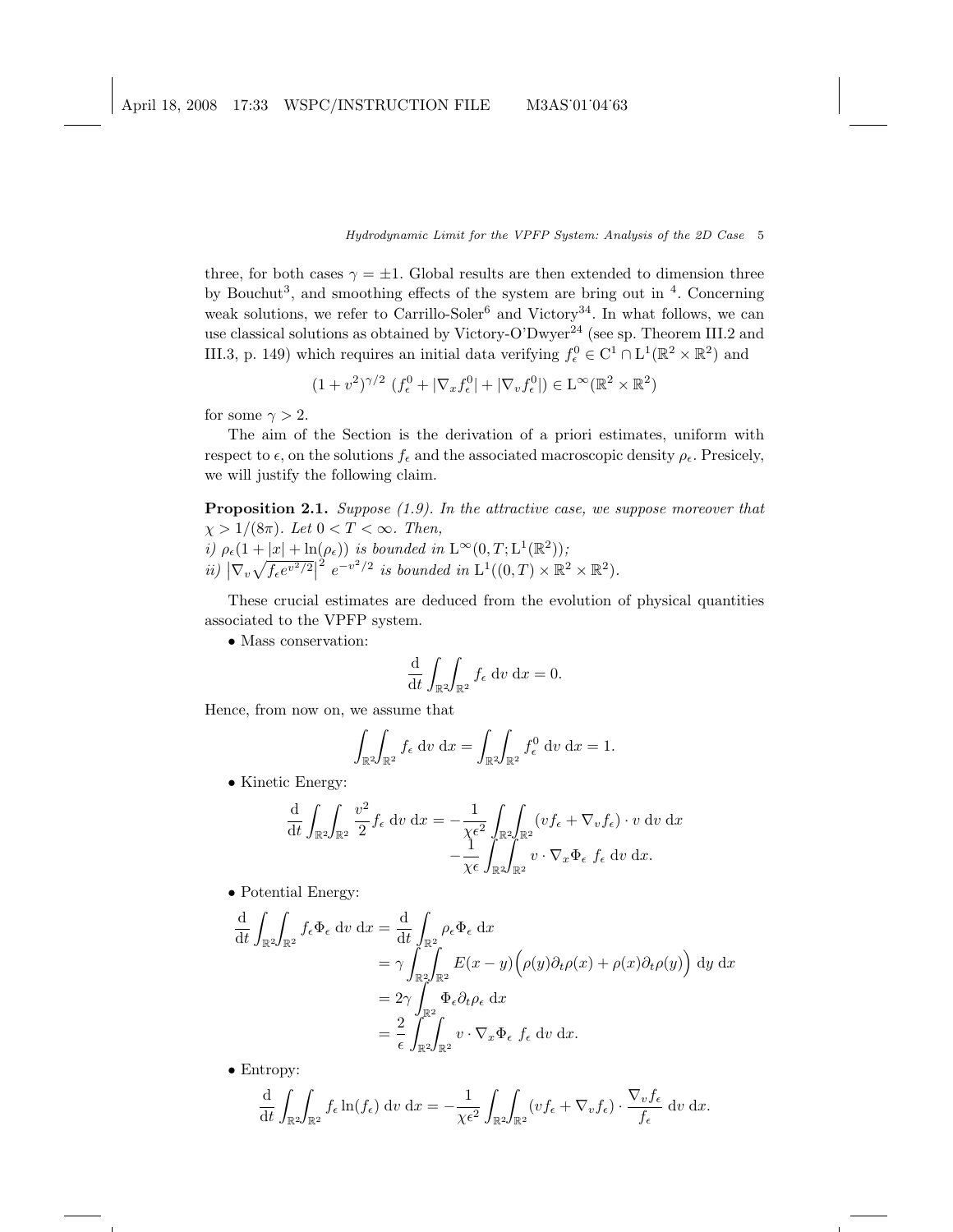three, for both cases $\gamma = \pm 1$. Global results are then extended to dimension three by Bouchut[3], and smoothing effects of the system are bring out in [4]. Concerning weak solutions, we refer to Carrillo-Soler[6] and Victory[34]. In what follows, we can use classical solutions as obtained by Victory-O'Dwyer[24] (see sp. Theorem III.2 and III.3, p. 149) which requires an initial data verifying $f_\epsilon^0 \in \mathrm{C}^1 \cap \mathrm{L}^1(\mathbb{R}^2 \times \mathbb{R}^2)$ and

$$(1+v^2)^{\gamma/2} \; (f_\epsilon^0 + |\nabla_x f_\epsilon^0| + |\nabla_v f_\epsilon^0|) \in \mathrm{L}^\infty(\mathbb{R}^2 \times \mathbb{R}^2)$$

for some $\gamma > 2$.

The aim of the Section is the derivation of a priori estimates, uniform with respect to $\epsilon$, on the solutions $f_\epsilon$ and the associated macroscopic density $\rho_\epsilon$. Presicely, we will justify the following claim.

**Proposition 2.1.** *Suppose (1.9). In the attractive case, we suppose moreover that $\chi > 1/(8\pi)$. Let $0 < T < \infty$. Then,*
*i) $\rho_\epsilon(1 + |x| + \ln(\rho_\epsilon))$ is bounded in $\mathrm{L}^\infty(0, T; \mathrm{L}^1(\mathbb{R}^2))$;*
*ii) $\left|\nabla_v \sqrt{f_\epsilon e^{v^2/2}}\right|^2 e^{-v^2/2}$ is bounded in $\mathrm{L}^1((0,T) \times \mathbb{R}^2 \times \mathbb{R}^2)$.*

These crucial estimates are deduced from the evolution of physical quantities associated to the VPFP system.

• Mass conservation:

$$\frac{\mathrm{d}}{\mathrm{d}t} \int_{\mathbb{R}^2}\!\!\int_{\mathbb{R}^2} f_\epsilon \; \mathrm{d}v \; \mathrm{d}x = 0.$$

Hence, from now on, we assume that

$$\int_{\mathbb{R}^2}\!\!\int_{\mathbb{R}^2} f_\epsilon \; \mathrm{d}v \; \mathrm{d}x = \int_{\mathbb{R}^2}\!\!\int_{\mathbb{R}^2} f_\epsilon^0 \; \mathrm{d}v \; \mathrm{d}x = 1.$$

• Kinetic Energy:

$$\begin{aligned}\frac{\mathrm{d}}{\mathrm{d}t} \int_{\mathbb{R}^2}\!\!\int_{\mathbb{R}^2} \frac{v^2}{2} f_\epsilon \; \mathrm{d}v \; \mathrm{d}x = &-\frac{1}{\chi\epsilon^2} \int_{\mathbb{R}^2}\!\!\int_{\mathbb{R}^2} (v f_\epsilon + \nabla_v f_\epsilon) \cdot v \; \mathrm{d}v \; \mathrm{d}x \\ &- \frac{1}{\chi\epsilon} \int_{\mathbb{R}^2}\!\!\int_{\mathbb{R}^2} v \cdot \nabla_x \Phi_\epsilon \; f_\epsilon \; \mathrm{d}v \; \mathrm{d}x.\end{aligned}$$

• Potential Energy:

$$\begin{aligned}\frac{\mathrm{d}}{\mathrm{d}t} \int_{\mathbb{R}^2}\!\!\int_{\mathbb{R}^2} f_\epsilon \Phi_\epsilon \; \mathrm{d}v \; \mathrm{d}x &= \frac{\mathrm{d}}{\mathrm{d}t} \int_{\mathbb{R}^2} \rho_\epsilon \Phi_\epsilon \; \mathrm{d}x \\ &= \gamma \int_{\mathbb{R}^2}\!\!\int_{\mathbb{R}^2} E(x-y) \Big(\rho(y)\partial_t\rho(x) + \rho(x)\partial_t\rho(y)\Big) \; \mathrm{d}y \; \mathrm{d}x \\ &= 2\gamma \int_{\mathbb{R}^2} \Phi_\epsilon \partial_t \rho_\epsilon \; \mathrm{d}x \\ &= \frac{2}{\epsilon} \int_{\mathbb{R}^2}\!\!\int_{\mathbb{R}^2} v \cdot \nabla_x \Phi_\epsilon \; f_\epsilon \; \mathrm{d}v \; \mathrm{d}x.\end{aligned}$$

• Entropy:

$$\frac{\mathrm{d}}{\mathrm{d}t} \int_{\mathbb{R}^2}\!\!\int_{\mathbb{R}^2} f_\epsilon \ln(f_\epsilon) \; \mathrm{d}v \; \mathrm{d}x = -\frac{1}{\chi\epsilon^2} \int_{\mathbb{R}^2}\!\!\int_{\mathbb{R}^2} (v f_\epsilon + \nabla_v f_\epsilon) \cdot \frac{\nabla_v f_\epsilon}{f_\epsilon} \; \mathrm{d}v \; \mathrm{d}x.$$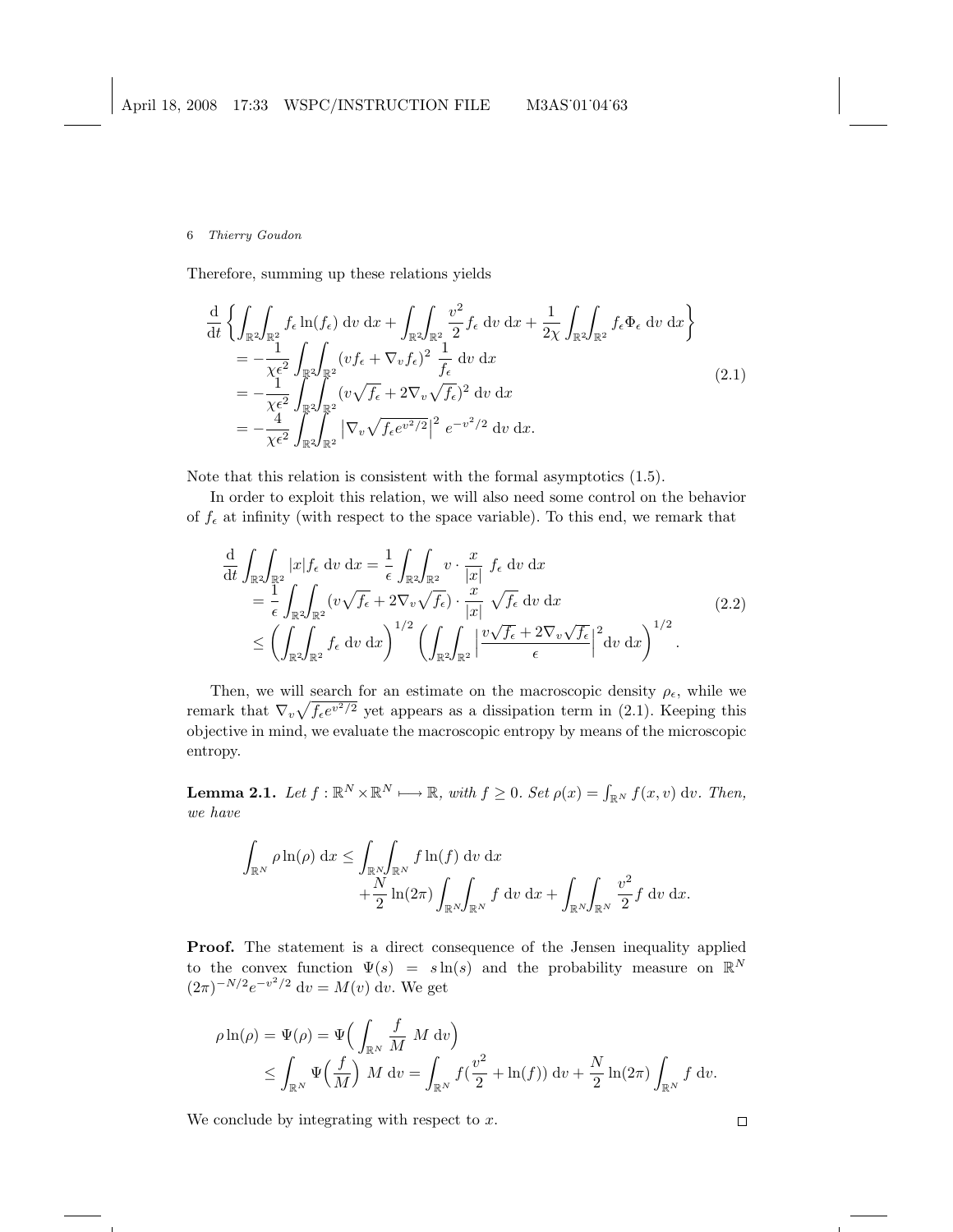Therefore, summing up these relations yields

$$
\begin{aligned}
\frac{\mathrm{d}}{\mathrm{d}t}\left\{\int_{\mathbb{R}^2}\!\!\int_{\mathbb{R}^2} f_\epsilon \ln(f_\epsilon)\,\mathrm{d}v\,\mathrm{d}x + \int_{\mathbb{R}^2}\!\!\int_{\mathbb{R}^2} \frac{v^2}{2} f_\epsilon\,\mathrm{d}v\,\mathrm{d}x + \frac{1}{2\chi}\int_{\mathbb{R}^2}\!\!\int_{\mathbb{R}^2} f_\epsilon \Phi_\epsilon\,\mathrm{d}v\,\mathrm{d}x\right\}\\
= -\frac{1}{\chi\epsilon^2}\int_{\mathbb{R}^2}\!\!\int_{\mathbb{R}^2} (vf_\epsilon + \nabla_v f_\epsilon)^2\ \frac{1}{f_\epsilon}\,\mathrm{d}v\,\mathrm{d}x\\
= -\frac{1}{\chi\epsilon^2}\int_{\mathbb{R}^2}\!\!\int_{\mathbb{R}^2} (v\sqrt{f_\epsilon} + 2\nabla_v\sqrt{f_\epsilon})^2\,\mathrm{d}v\,\mathrm{d}x\\
= -\frac{4}{\chi\epsilon^2}\int_{\mathbb{R}^2}\!\!\int_{\mathbb{R}^2} \left|\nabla_v\sqrt{f_\epsilon e^{v^2/2}}\right|^2\ e^{-v^2/2}\,\mathrm{d}v\,\mathrm{d}x.
\end{aligned}
\tag{2.1}
$$

Note that this relation is consistent with the formal asymptotics (1.5).

In order to exploit this relation, we will also need some control on the behavior of $f_\epsilon$ at infinity (with respect to the space variable). To this end, we remark that

$$
\begin{aligned}
\frac{\mathrm{d}}{\mathrm{d}t}\int_{\mathbb{R}^2}\!\!\int_{\mathbb{R}^2} |x| f_\epsilon\,\mathrm{d}v\,\mathrm{d}x = \frac{1}{\epsilon}\int_{\mathbb{R}^2}\!\!\int_{\mathbb{R}^2} v\cdot\frac{x}{|x|}\ f_\epsilon\,\mathrm{d}v\,\mathrm{d}x\\
= \frac{1}{\epsilon}\int_{\mathbb{R}^2}\!\!\int_{\mathbb{R}^2} (v\sqrt{f_\epsilon} + 2\nabla_v\sqrt{f_\epsilon})\cdot\frac{x}{|x|}\ \sqrt{f_\epsilon}\,\mathrm{d}v\,\mathrm{d}x\\
\leq \left(\int_{\mathbb{R}^2}\!\!\int_{\mathbb{R}^2} f_\epsilon\,\mathrm{d}v\,\mathrm{d}x\right)^{1/2}\left(\int_{\mathbb{R}^2}\!\!\int_{\mathbb{R}^2}\left|\frac{v\sqrt{f_\epsilon} + 2\nabla_v\sqrt{f_\epsilon}}{\epsilon}\right|^2\mathrm{d}v\,\mathrm{d}x\right)^{1/2}.
\end{aligned}
\tag{2.2}
$$

Then, we will search for an estimate on the macroscopic density $\rho_\epsilon$, while we remark that $\nabla_v\sqrt{f_\epsilon e^{v^2/2}}$ yet appears as a dissipation term in (2.1). Keeping this objective in mind, we evaluate the macroscopic entropy by means of the microscopic entropy.

**Lemma 2.1.** *Let $f : \mathbb{R}^N \times \mathbb{R}^N \longmapsto \mathbb{R}$, with $f \geq 0$. Set $\rho(x) = \int_{\mathbb{R}^N} f(x,v)\,\mathrm{d}v$. Then, we have*

$$
\int_{\mathbb{R}^N} \rho\ln(\rho)\,\mathrm{d}x \leq \int_{\mathbb{R}^N}\!\!\int_{\mathbb{R}^N} f\ln(f)\,\mathrm{d}v\,\mathrm{d}x + \frac{N}{2}\ln(2\pi)\int_{\mathbb{R}^N}\!\!\int_{\mathbb{R}^N} f\,\mathrm{d}v\,\mathrm{d}x + \int_{\mathbb{R}^N}\!\!\int_{\mathbb{R}^N}\frac{v^2}{2} f\,\mathrm{d}v\,\mathrm{d}x.
$$

**Proof.** The statement is a direct consequence of the Jensen inequality applied to the convex function $\Psi(s) = s\ln(s)$ and the probability measure on $\mathbb{R}^N$ $(2\pi)^{-N/2}e^{-v^2/2}\,\mathrm{d}v = M(v)\,\mathrm{d}v$. We get

$$
\begin{aligned}
\rho\ln(\rho) = \Psi(\rho) = \Psi\Big(\int_{\mathbb{R}^N}\frac{f}{M}\ M\,\mathrm{d}v\Big)\\
\leq \int_{\mathbb{R}^N}\Psi\Big(\frac{f}{M}\Big)\ M\,\mathrm{d}v = \int_{\mathbb{R}^N} f\big(\frac{v^2}{2} + \ln(f)\big)\,\mathrm{d}v + \frac{N}{2}\ln(2\pi)\int_{\mathbb{R}^N} f\,\mathrm{d}v.
\end{aligned}
$$

We conclude by integrating with respect to $x$. $\square$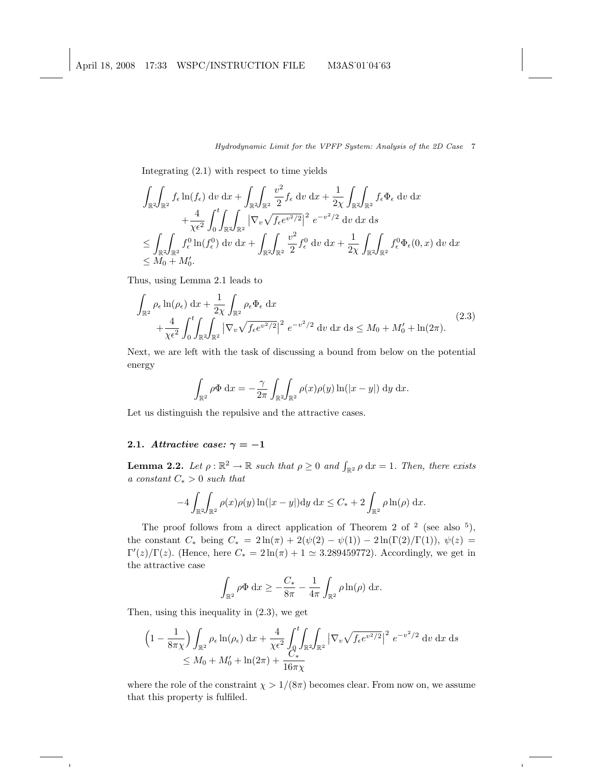Integrating (2.1) with respect to time yields

$$
\begin{aligned}
&\int_{\mathbb{R}^2}\!\!\int_{\mathbb{R}^2} f_\epsilon \ln(f_\epsilon)\,\mathrm{d}v\,\mathrm{d}x + \int_{\mathbb{R}^2}\!\!\int_{\mathbb{R}^2} \frac{v^2}{2} f_\epsilon\,\mathrm{d}v\,\mathrm{d}x + \frac{1}{2\chi}\int_{\mathbb{R}^2}\!\!\int_{\mathbb{R}^2} f_\epsilon \Phi_\epsilon\,\mathrm{d}v\,\mathrm{d}x \\
&\qquad + \frac{4}{\chi\epsilon^2}\int_0^t\!\!\int_{\mathbb{R}^2}\!\!\int_{\mathbb{R}^2} \left|\nabla_v \sqrt{f_\epsilon e^{v^2/2}}\right|^2 e^{-v^2/2}\,\mathrm{d}v\,\mathrm{d}x\,\mathrm{d}s \\
&\le \int_{\mathbb{R}^2}\!\!\int_{\mathbb{R}^2} f_\epsilon^0 \ln(f_\epsilon^0)\,\mathrm{d}v\,\mathrm{d}x + \int_{\mathbb{R}^2}\!\!\int_{\mathbb{R}^2} \frac{v^2}{2} f_\epsilon^0\,\mathrm{d}v\,\mathrm{d}x + \frac{1}{2\chi}\int_{\mathbb{R}^2}\!\!\int_{\mathbb{R}^2} f_\epsilon^0 \Phi_\epsilon(0,x)\,\mathrm{d}v\,\mathrm{d}x \\
&\le M_0 + M_0'.
\end{aligned}
$$

Thus, using Lemma 2.1 leads to

$$
\begin{aligned}
&\int_{\mathbb{R}^2} \rho_\epsilon \ln(\rho_\epsilon)\,\mathrm{d}x + \frac{1}{2\chi}\int_{\mathbb{R}^2} \rho_\epsilon \Phi_\epsilon\,\mathrm{d}x \\
&\qquad + \frac{4}{\chi\epsilon^2}\int_0^t\!\!\int_{\mathbb{R}^2}\!\!\int_{\mathbb{R}^2} \left|\nabla_v \sqrt{f_\epsilon e^{v^2/2}}\right|^2 e^{-v^2/2}\,\mathrm{d}v\,\mathrm{d}x\,\mathrm{d}s \le M_0 + M_0' + \ln(2\pi).
\end{aligned}
\tag{2.3}
$$

Next, we are left with the task of discussing a bound from below on the potential energy

$$
\int_{\mathbb{R}^2} \rho\Phi\,\mathrm{d}x = -\frac{\gamma}{2\pi}\int_{\mathbb{R}^2}\!\!\int_{\mathbb{R}^2} \rho(x)\rho(y)\ln(|x-y|)\,\mathrm{d}y\,\mathrm{d}x.
$$

Let us distinguish the repulsive and the attractive cases.

## 2.1. *Attractive case:* $\gamma = -1$

**Lemma 2.2.** *Let $\rho : \mathbb{R}^2 \to \mathbb{R}$ such that $\rho \ge 0$ and $\int_{\mathbb{R}^2} \rho\,\mathrm{d}x = 1$. Then, there exists a constant $C_* > 0$ such that*

$$
-4\int_{\mathbb{R}^2}\!\!\int_{\mathbb{R}^2} \rho(x)\rho(y)\ln(|x-y|)\mathrm{d}y\,\mathrm{d}x \le C_* + 2\int_{\mathbb{R}^2} \rho\ln(\rho)\,\mathrm{d}x.
$$

The proof follows from a direct application of Theorem 2 of [2] (see also [5]), the constant $C_*$ being $C_* = 2\ln(\pi) + 2(\psi(2) - \psi(1)) - 2\ln(\Gamma(2)/\Gamma(1))$, $\psi(z) = \Gamma'(z)/\Gamma(z)$. (Hence, here $C_* = 2\ln(\pi) + 1 \simeq 3.289459772$). Accordingly, we get in the attractive case

$$
\int_{\mathbb{R}^2} \rho\Phi\,\mathrm{d}x \ge -\frac{C_*}{8\pi} - \frac{1}{4\pi}\int_{\mathbb{R}^2} \rho\ln(\rho)\,\mathrm{d}x.
$$

Then, using this inequality in (2.3), we get

$$
\begin{aligned}
&\left(1 - \frac{1}{8\pi\chi}\right)\int_{\mathbb{R}^2} \rho_\epsilon \ln(\rho_\epsilon)\,\mathrm{d}x + \frac{4}{\chi\epsilon^2}\int_0^t\!\!\int_{\mathbb{R}^2}\!\!\int_{\mathbb{R}^2} \left|\nabla_v \sqrt{f_\epsilon e^{v^2/2}}\right|^2 e^{-v^2/2}\,\mathrm{d}v\,\mathrm{d}x\,\mathrm{d}s \\
&\qquad \le M_0 + M_0' + \ln(2\pi) + \frac{C_*}{16\pi\chi}
\end{aligned}
$$

where the role of the constraint $\chi > 1/(8\pi)$ becomes clear. From now on, we assume that this property is fulfiled.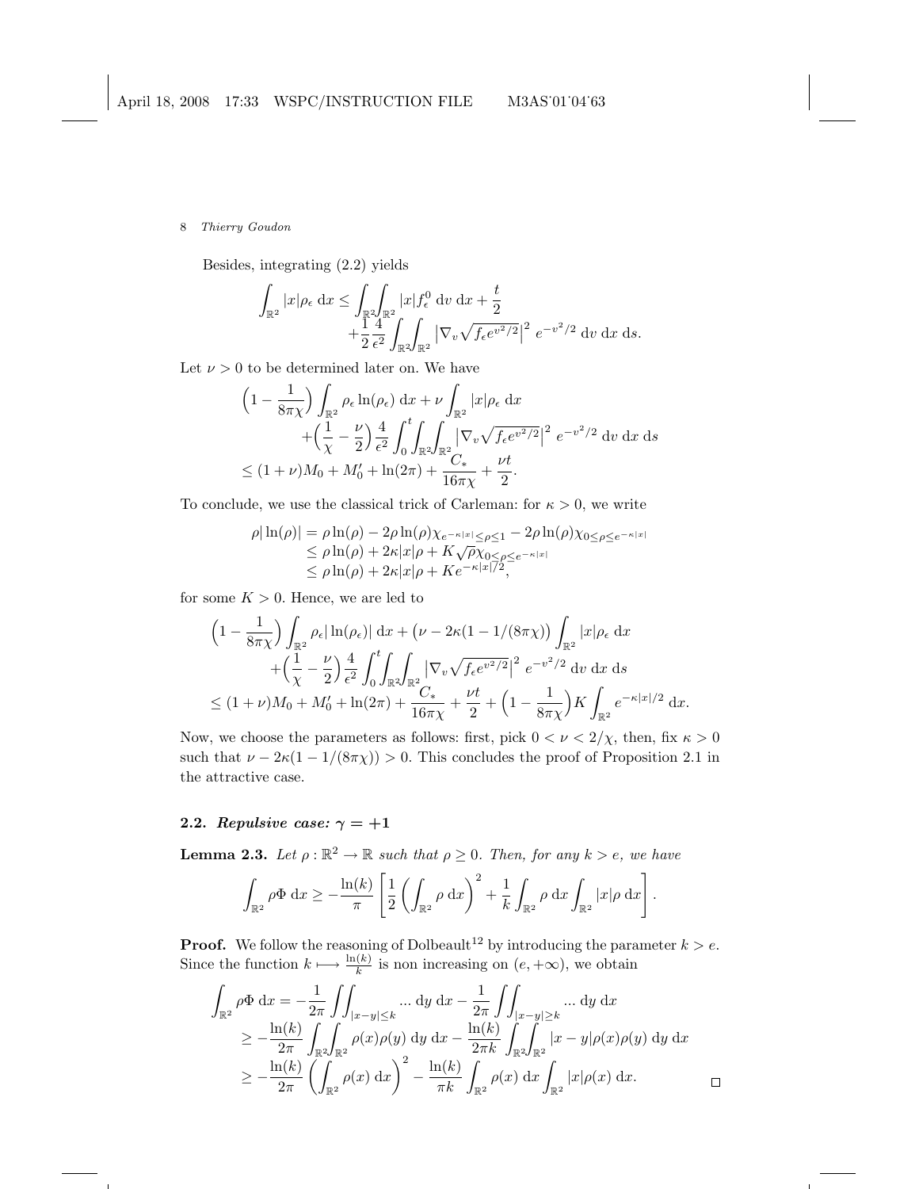Besides, integrating (2.2) yields

$$\int_{\mathbb{R}^2} |x|\rho_\epsilon \,\mathrm{d}x \le \int_{\mathbb{R}^2}\int_{\mathbb{R}^2} |x| f_\epsilon^0 \,\mathrm{d}v\,\mathrm{d}x + \frac{t}{2} + \frac{1}{2}\frac{4}{\epsilon^2}\int_{\mathbb{R}^2}\int_{\mathbb{R}^2} \left|\nabla_v \sqrt{f_\epsilon e^{v^2/2}}\right|^2 e^{-v^2/2}\,\mathrm{d}v\,\mathrm{d}x\,\mathrm{d}s.$$

Let $\nu > 0$ to be determined later on. We have

$$\begin{aligned}
&\Big(1 - \frac{1}{8\pi\chi}\Big)\int_{\mathbb{R}^2} \rho_\epsilon \ln(\rho_\epsilon)\,\mathrm{d}x + \nu \int_{\mathbb{R}^2} |x|\rho_\epsilon \,\mathrm{d}x \\
&\qquad + \Big(\frac{1}{\chi} - \frac{\nu}{2}\Big)\frac{4}{\epsilon^2}\int_0^t\int_{\mathbb{R}^2}\int_{\mathbb{R}^2} \left|\nabla_v \sqrt{f_\epsilon e^{v^2/2}}\right|^2 e^{-v^2/2}\,\mathrm{d}v\,\mathrm{d}x\,\mathrm{d}s \\
&\le (1+\nu)M_0 + M_0' + \ln(2\pi) + \frac{C_*}{16\pi\chi} + \frac{\nu t}{2}.
\end{aligned}$$

To conclude, we use the classical trick of Carleman: for $\kappa > 0$, we write

$$\begin{aligned}
\rho|\ln(\rho)| &= \rho\ln(\rho) - 2\rho\ln(\rho)\chi_{e^{-\kappa|x|}\le\rho\le 1} - 2\rho\ln(\rho)\chi_{0\le\rho\le e^{-\kappa|x|}} \\
&\le \rho\ln(\rho) + 2\kappa|x|\rho + K\sqrt{\rho}\chi_{0\le\rho\le e^{-\kappa|x|}} \\
&\le \rho\ln(\rho) + 2\kappa|x|\rho + Ke^{-\kappa|x|/2},
\end{aligned}$$

for some $K > 0$. Hence, we are led to

$$\begin{aligned}
&\Big(1 - \frac{1}{8\pi\chi}\Big)\int_{\mathbb{R}^2} \rho_\epsilon |\ln(\rho_\epsilon)|\,\mathrm{d}x + \big(\nu - 2\kappa(1 - 1/(8\pi\chi))\big)\int_{\mathbb{R}^2} |x|\rho_\epsilon\,\mathrm{d}x \\
&\qquad + \Big(\frac{1}{\chi} - \frac{\nu}{2}\Big)\frac{4}{\epsilon^2}\int_0^t\int_{\mathbb{R}^2}\int_{\mathbb{R}^2} \left|\nabla_v \sqrt{f_\epsilon e^{v^2/2}}\right|^2 e^{-v^2/2}\,\mathrm{d}v\,\mathrm{d}x\,\mathrm{d}s \\
&\le (1+\nu)M_0 + M_0' + \ln(2\pi) + \frac{C_*}{16\pi\chi} + \frac{\nu t}{2} + \Big(1 - \frac{1}{8\pi\chi}\Big)K\int_{\mathbb{R}^2} e^{-\kappa|x|/2}\,\mathrm{d}x.
\end{aligned}$$

Now, we choose the parameters as follows: first, pick $0 < \nu < 2/\chi$, then, fix $\kappa > 0$ such that $\nu - 2\kappa(1 - 1/(8\pi\chi)) > 0$. This concludes the proof of Proposition 2.1 in the attractive case.

### 2.2. *Repulsive case: $\gamma = +1$*

**Lemma 2.3.** *Let $\rho : \mathbb{R}^2 \to \mathbb{R}$ such that $\rho \ge 0$. Then, for any $k > e$, we have*

$$\int_{\mathbb{R}^2} \rho\Phi\,\mathrm{d}x \ge -\frac{\ln(k)}{\pi}\left[\frac{1}{2}\left(\int_{\mathbb{R}^2}\rho\,\mathrm{d}x\right)^2 + \frac{1}{k}\int_{\mathbb{R}^2}\rho\,\mathrm{d}x\int_{\mathbb{R}^2}|x|\rho\,\mathrm{d}x\right].$$

**Proof.** We follow the reasoning of Dolbeault[12] by introducing the parameter $k > e$. Since the function $k \longmapsto \frac{\ln(k)}{k}$ is non increasing on $(e, +\infty)$, we obtain

$$\begin{aligned}
\int_{\mathbb{R}^2} \rho\Phi\,\mathrm{d}x &= -\frac{1}{2\pi}\iint_{|x-y|\le k} \ldots\,\mathrm{d}y\,\mathrm{d}x - \frac{1}{2\pi}\iint_{|x-y|\ge k} \ldots\,\mathrm{d}y\,\mathrm{d}x \\
&\ge -\frac{\ln(k)}{2\pi}\int_{\mathbb{R}^2}\int_{\mathbb{R}^2} \rho(x)\rho(y)\,\mathrm{d}y\,\mathrm{d}x - \frac{\ln(k)}{2\pi k}\int_{\mathbb{R}^2}\int_{\mathbb{R}^2} |x-y|\rho(x)\rho(y)\,\mathrm{d}y\,\mathrm{d}x \\
&\ge -\frac{\ln(k)}{2\pi}\left(\int_{\mathbb{R}^2}\rho(x)\,\mathrm{d}x\right)^2 - \frac{\ln(k)}{\pi k}\int_{\mathbb{R}^2}\rho(x)\,\mathrm{d}x\int_{\mathbb{R}^2}|x|\rho(x)\,\mathrm{d}x.
\end{aligned}$$

□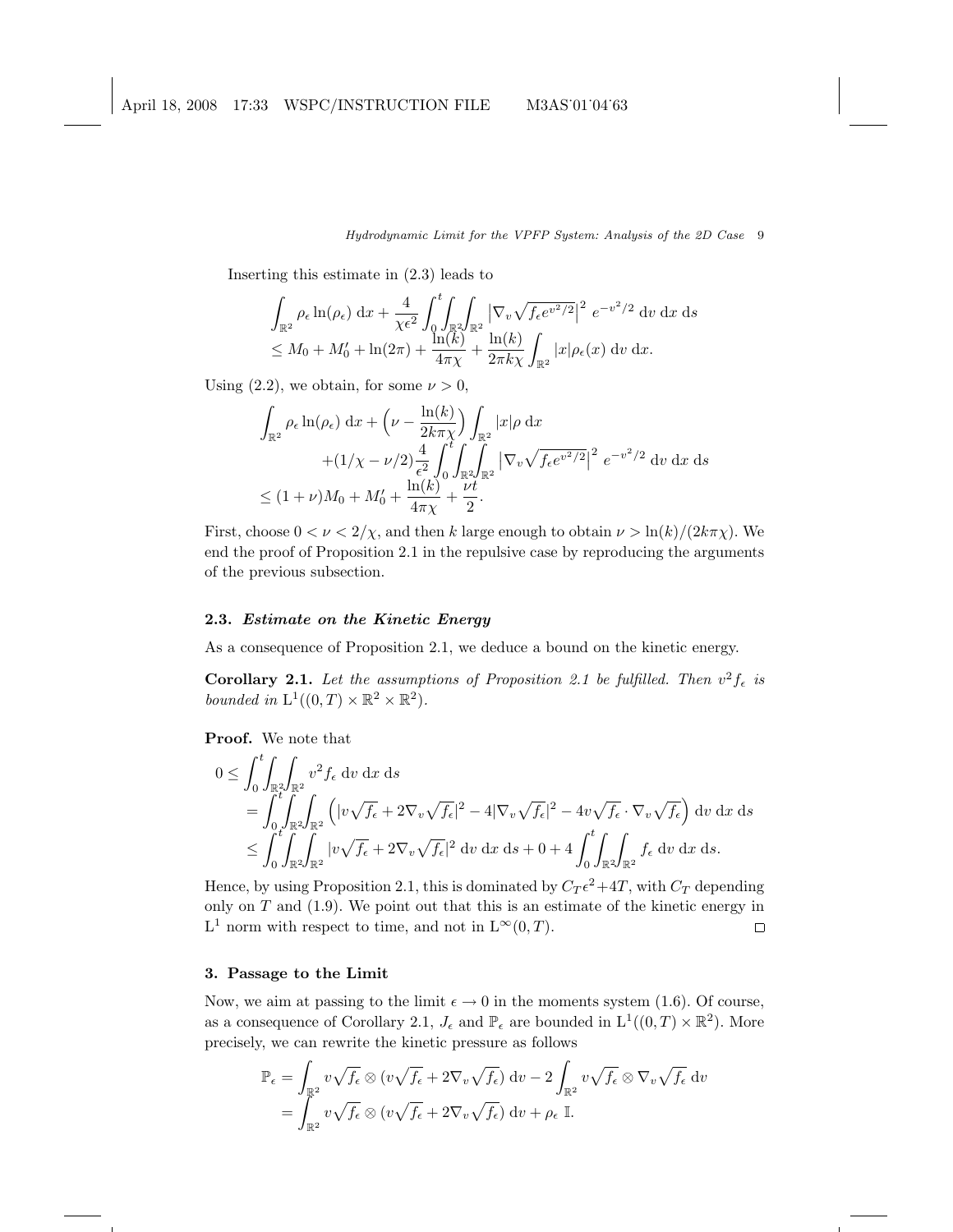Inserting this estimate in (2.3) leads to

$$
\begin{aligned}
&\int_{\mathbb{R}^2} \rho_\epsilon \ln(\rho_\epsilon)\ \mathrm{d}x + \frac{4}{\chi\epsilon^2}\int_0^t\!\!\int_{\mathbb{R}^2}\!\int_{\mathbb{R}^2} \left|\nabla_v \sqrt{f_\epsilon e^{v^2/2}}\right|^2 e^{-v^2/2}\ \mathrm{d}v\ \mathrm{d}x\ \mathrm{d}s \\
&\leq M_0 + M_0' + \ln(2\pi) + \frac{\ln(k)}{4\pi\chi} + \frac{\ln(k)}{2\pi k\chi}\int_{\mathbb{R}^2} |x|\rho_\epsilon(x)\ \mathrm{d}v\ \mathrm{d}x.
\end{aligned}
$$

Using (2.2), we obtain, for some $\nu > 0$,

$$
\begin{aligned}
&\int_{\mathbb{R}^2} \rho_\epsilon \ln(\rho_\epsilon)\ \mathrm{d}x + \Big(\nu - \frac{\ln(k)}{2k\pi\chi}\Big)\int_{\mathbb{R}^2} |x|\rho\ \mathrm{d}x \\
&\qquad + (1/\chi - \nu/2)\frac{4}{\epsilon^2}\int_0^t\!\!\int_{\mathbb{R}^2}\!\int_{\mathbb{R}^2} \left|\nabla_v \sqrt{f_\epsilon e^{v^2/2}}\right|^2 e^{-v^2/2}\ \mathrm{d}v\ \mathrm{d}x\ \mathrm{d}s \\
&\leq (1+\nu)M_0 + M_0' + \frac{\ln(k)}{4\pi\chi} + \frac{\nu t}{2}.
\end{aligned}
$$

First, choose $0 < \nu < 2/\chi$, and then $k$ large enough to obtain $\nu > \ln(k)/(2k\pi\chi)$. We end the proof of Proposition 2.1 in the repulsive case by reproducing the arguments of the previous subsection.

### 2.3. *Estimate on the Kinetic Energy*

As a consequence of Proposition 2.1, we deduce a bound on the kinetic energy.

**Corollary 2.1.** *Let the assumptions of Proposition 2.1 be fulfilled. Then $v^2 f_\epsilon$ is bounded in $\mathrm{L}^1((0,T)\times\mathbb{R}^2\times\mathbb{R}^2)$.*

**Proof.** We note that

$$
\begin{aligned}
0 &\leq \int_0^t\!\!\int_{\mathbb{R}^2}\!\int_{\mathbb{R}^2} v^2 f_\epsilon\ \mathrm{d}v\ \mathrm{d}x\ \mathrm{d}s \\
&= \int_0^t\!\!\int_{\mathbb{R}^2}\!\int_{\mathbb{R}^2} \Big(|v\sqrt{f_\epsilon} + 2\nabla_v\sqrt{f_\epsilon}|^2 - 4|\nabla_v\sqrt{f_\epsilon}|^2 - 4v\sqrt{f_\epsilon}\cdot\nabla_v\sqrt{f_\epsilon}\Big)\ \mathrm{d}v\ \mathrm{d}x\ \mathrm{d}s \\
&\leq \int_0^t\!\!\int_{\mathbb{R}^2}\!\int_{\mathbb{R}^2} |v\sqrt{f_\epsilon} + 2\nabla_v\sqrt{f_\epsilon}|^2\ \mathrm{d}v\ \mathrm{d}x\ \mathrm{d}s + 0 + 4\int_0^t\!\!\int_{\mathbb{R}^2}\!\int_{\mathbb{R}^2} f_\epsilon\ \mathrm{d}v\ \mathrm{d}x\ \mathrm{d}s.
\end{aligned}
$$

Hence, by using Proposition 2.1, this is dominated by $C_T\epsilon^2 + 4T$, with $C_T$ depending only on $T$ and (1.9). We point out that this is an estimate of the kinetic energy in $\mathrm{L}^1$ norm with respect to time, and not in $\mathrm{L}^\infty(0,T)$. □

## 3. Passage to the Limit

Now, we aim at passing to the limit $\epsilon \to 0$ in the moments system (1.6). Of course, as a consequence of Corollary 2.1, $J_\epsilon$ and $\mathbb{P}_\epsilon$ are bounded in $\mathrm{L}^1((0,T)\times\mathbb{R}^2)$. More precisely, we can rewrite the kinetic pressure as follows

$$
\begin{aligned}
\mathbb{P}_\epsilon &= \int_{\mathbb{R}^2} v\sqrt{f_\epsilon}\otimes(v\sqrt{f_\epsilon} + 2\nabla_v\sqrt{f_\epsilon})\ \mathrm{d}v - 2\int_{\mathbb{R}^2} v\sqrt{f_\epsilon}\otimes\nabla_v\sqrt{f_\epsilon}\ \mathrm{d}v \\
&= \int_{\mathbb{R}^2} v\sqrt{f_\epsilon}\otimes(v\sqrt{f_\epsilon} + 2\nabla_v\sqrt{f_\epsilon})\ \mathrm{d}v + \rho_\epsilon\ \mathbb{I}.
\end{aligned}
$$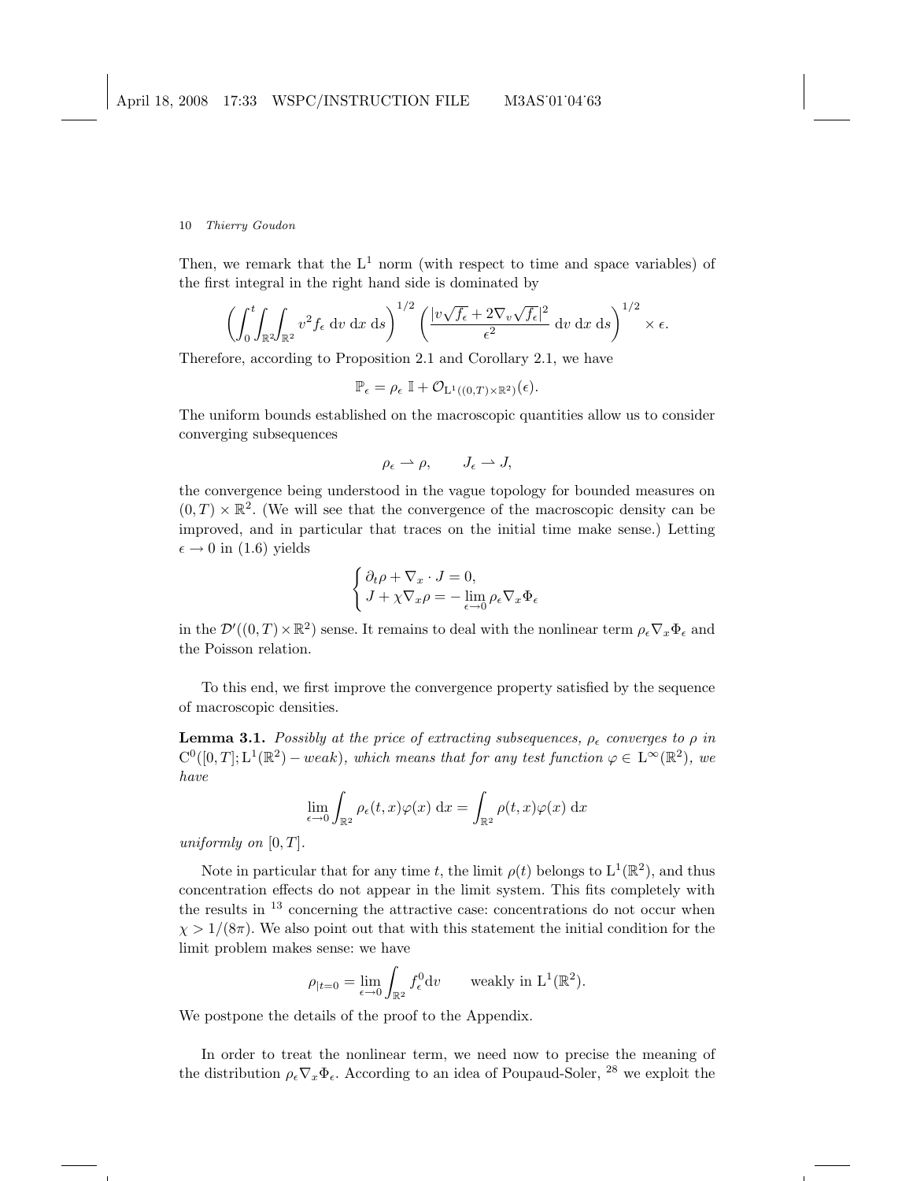Then, we remark that the $\mathrm{L}^1$ norm (with respect to time and space variables) of the first integral in the right hand side is dominated by

$$\left(\int_0^t\int_{\mathbb{R}^2}\int_{\mathbb{R}^2} v^2 f_\epsilon \,\mathrm{d}v\,\mathrm{d}x\,\mathrm{d}s\right)^{1/2}\left(\frac{|v\sqrt{f_\epsilon}+2\nabla_v\sqrt{f_\epsilon}|^2}{\epsilon^2}\,\mathrm{d}v\,\mathrm{d}x\,\mathrm{d}s\right)^{1/2}\times\epsilon.$$

Therefore, according to Proposition 2.1 and Corollary 2.1, we have

$$\mathbb{P}_\epsilon = \rho_\epsilon\;\mathbb{I} + \mathcal{O}_{\mathrm{L}^1((0,T)\times\mathbb{R}^2)}(\epsilon).$$

The uniform bounds established on the macroscopic quantities allow us to consider converging subsequences

$$\rho_\epsilon \rightharpoonup \rho, \qquad J_\epsilon \rightharpoonup J,$$

the convergence being understood in the vague topology for bounded measures on $(0,T)\times\mathbb{R}^2$. (We will see that the convergence of the macroscopic density can be improved, and in particular that traces on the initial time make sense.) Letting $\epsilon\to 0$ in (1.6) yields

$$\begin{cases} \partial_t\rho + \nabla_x\cdot J = 0, \\ J + \chi\nabla_x\rho = -\lim\limits_{\epsilon\to 0}\rho_\epsilon\nabla_x\Phi_\epsilon \end{cases}$$

in the $\mathcal{D}'((0,T)\times\mathbb{R}^2)$ sense. It remains to deal with the nonlinear term $\rho_\epsilon\nabla_x\Phi_\epsilon$ and the Poisson relation.

To this end, we first improve the convergence property satisfied by the sequence of macroscopic densities.

**Lemma 3.1.** *Possibly at the price of extracting subsequences, $\rho_\epsilon$ converges to $\rho$ in $\mathrm{C}^0([0,T];\mathrm{L}^1(\mathbb{R}^2)-weak)$, which means that for any test function $\varphi\in\mathrm{L}^\infty(\mathbb{R}^2)$, we have*

$$\lim_{\epsilon\to 0}\int_{\mathbb{R}^2}\rho_\epsilon(t,x)\varphi(x)\,\mathrm{d}x = \int_{\mathbb{R}^2}\rho(t,x)\varphi(x)\,\mathrm{d}x$$

*uniformly on $[0,T]$.*

Note in particular that for any time $t$, the limit $\rho(t)$ belongs to $\mathrm{L}^1(\mathbb{R}^2)$, and thus concentration effects do not appear in the limit system. This fits completely with the results in [13] concerning the attractive case: concentrations do not occur when $\chi > 1/(8\pi)$. We also point out that with this statement the initial condition for the limit problem makes sense: we have

$$\rho_{|t=0} = \lim_{\epsilon\to 0}\int_{\mathbb{R}^2} f^0_\epsilon\,\mathrm{d}v \qquad \text{weakly in } \mathrm{L}^1(\mathbb{R}^2).$$

We postpone the details of the proof to the Appendix.

In order to treat the nonlinear term, we need now to precise the meaning of the distribution $\rho_\epsilon\nabla_x\Phi_\epsilon$. According to an idea of Poupaud-Soler, [28] we exploit the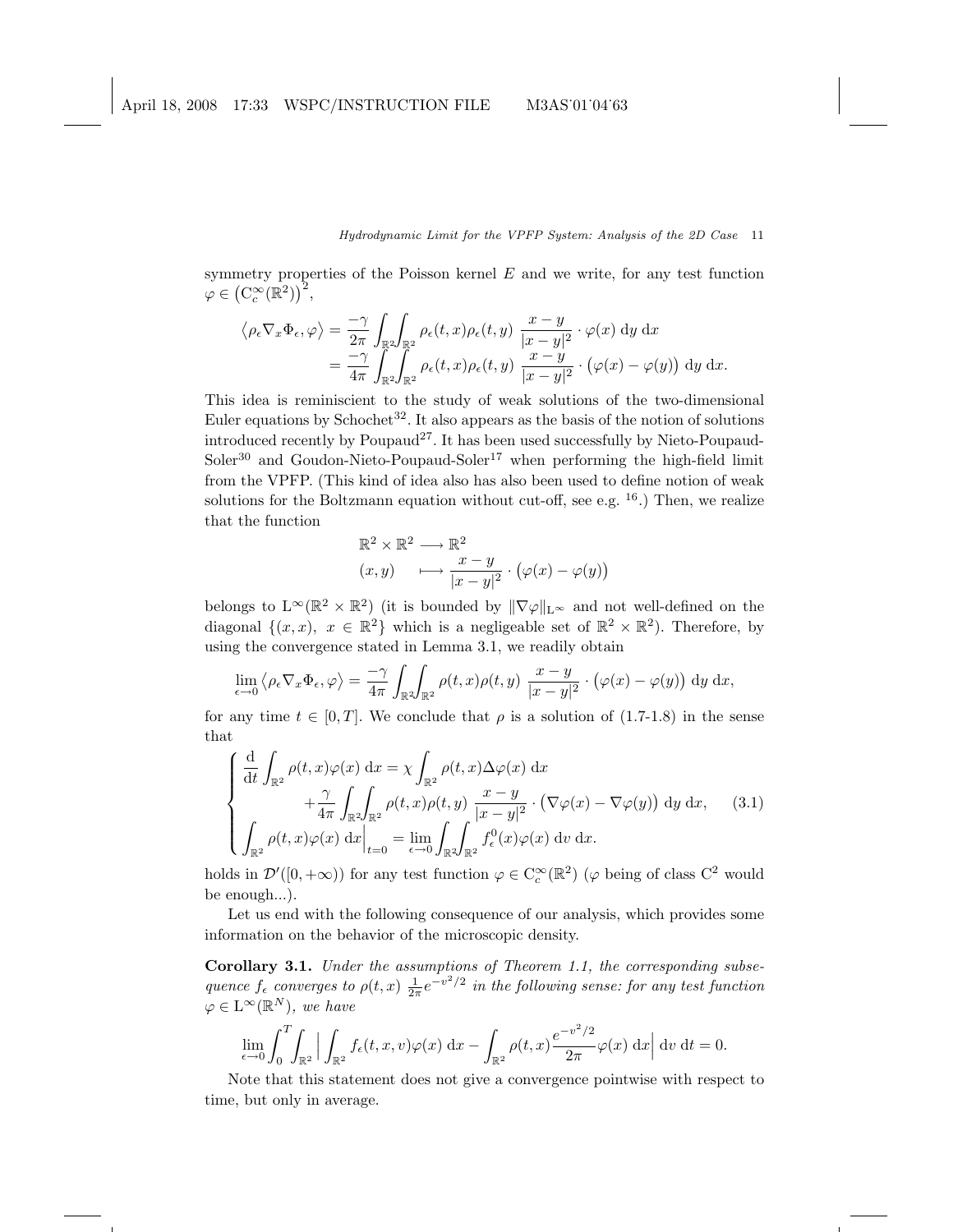symmetry properties of the Poisson kernel $E$ and we write, for any test function $\varphi \in \left(\mathrm{C}_c^\infty(\mathbb{R}^2)\right)^2$,

$$
\begin{aligned}
\left\langle \rho_\epsilon \nabla_x \Phi_\epsilon, \varphi \right\rangle &= \frac{-\gamma}{2\pi} \int_{\mathbb{R}^2}\!\!\int_{\mathbb{R}^2} \rho_\epsilon(t,x)\rho_\epsilon(t,y) \; \frac{x-y}{|x-y|^2} \cdot \varphi(x) \; \mathrm{d}y \; \mathrm{d}x \\
&= \frac{-\gamma}{4\pi} \int_{\mathbb{R}^2}\!\!\int_{\mathbb{R}^2} \rho_\epsilon(t,x)\rho_\epsilon(t,y) \; \frac{x-y}{|x-y|^2} \cdot \big(\varphi(x) - \varphi(y)\big) \; \mathrm{d}y \; \mathrm{d}x.
\end{aligned}
$$

This idea is reminiscient to the study of weak solutions of the two-dimensional Euler equations by Schochet[32]. It also appears as the basis of the notion of solutions introduced recently by Poupaud[27]. It has been used successfully by Nieto-Poupaud-Soler[30] and Goudon-Nieto-Poupaud-Soler[17] when performing the high-field limit from the VPFP. (This kind of idea also has also been used to define notion of weak solutions for the Boltzmann equation without cut-off, see e.g. [16].) Then, we realize that the function

$$
\begin{aligned}
\mathbb{R}^2 \times \mathbb{R}^2 &\longrightarrow \mathbb{R}^2 \\
(x,y) \quad &\longmapsto \frac{x-y}{|x-y|^2} \cdot \big(\varphi(x) - \varphi(y)\big)
\end{aligned}
$$

belongs to $\mathrm{L}^\infty(\mathbb{R}^2 \times \mathbb{R}^2)$ (it is bounded by $\|\nabla\varphi\|_{\mathrm{L}^\infty}$ and not well-defined on the diagonal $\{(x,x),\ x \in \mathbb{R}^2\}$ which is a negligeable set of $\mathbb{R}^2 \times \mathbb{R}^2$). Therefore, by using the convergence stated in Lemma 3.1, we readily obtain

$$
\lim_{\epsilon \to 0} \left\langle \rho_\epsilon \nabla_x \Phi_\epsilon, \varphi \right\rangle = \frac{-\gamma}{4\pi} \int_{\mathbb{R}^2}\!\!\int_{\mathbb{R}^2} \rho(t,x)\rho(t,y) \; \frac{x-y}{|x-y|^2} \cdot \big(\varphi(x) - \varphi(y)\big) \; \mathrm{d}y \; \mathrm{d}x,
$$

for any time $t \in [0,T]$. We conclude that $\rho$ is a solution of (1.7-1.8) in the sense that

$$
\left\{
\begin{aligned}
&\frac{\mathrm{d}}{\mathrm{d}t} \int_{\mathbb{R}^2} \rho(t,x)\varphi(x) \; \mathrm{d}x = \chi \int_{\mathbb{R}^2} \rho(t,x) \Delta\varphi(x) \; \mathrm{d}x \\
&\qquad\qquad + \frac{\gamma}{4\pi} \int_{\mathbb{R}^2}\!\!\int_{\mathbb{R}^2} \rho(t,x)\rho(t,y) \; \frac{x-y}{|x-y|^2} \cdot \big(\nabla\varphi(x) - \nabla\varphi(y)\big) \; \mathrm{d}y \; \mathrm{d}x, \\
&\int_{\mathbb{R}^2} \rho(t,x)\varphi(x) \; \mathrm{d}x \Big|_{t=0} = \lim_{\epsilon \to 0} \int_{\mathbb{R}^2}\!\!\int_{\mathbb{R}^2} f_\epsilon^0(x)\varphi(x) \; \mathrm{d}v \; \mathrm{d}x.
\end{aligned}
\right.
\tag{3.1}
$$

holds in $\mathcal{D}'([0,+\infty))$ for any test function $\varphi \in \mathrm{C}_c^\infty(\mathbb{R}^2)$ ($\varphi$ being of class $\mathrm{C}^2$ would be enough...).

Let us end with the following consequence of our analysis, which provides some information on the behavior of the microscopic density.

**Corollary 3.1.** *Under the assumptions of Theorem 1.1, the corresponding subsequence $f_\epsilon$ converges to $\rho(t,x)\ \frac{1}{2\pi}e^{-v^2/2}$ in the following sense: for any test function $\varphi \in \mathrm{L}^\infty(\mathbb{R}^N)$, we have*

$$
\lim_{\epsilon \to 0} \int_0^T \int_{\mathbb{R}^2} \Big| \int_{\mathbb{R}^2} f_\epsilon(t,x,v)\varphi(x) \; \mathrm{d}x - \int_{\mathbb{R}^2} \rho(t,x) \frac{e^{-v^2/2}}{2\pi} \varphi(x) \; \mathrm{d}x \Big| \; \mathrm{d}v \; \mathrm{d}t = 0.
$$

Note that this statement does not give a convergence pointwise with respect to time, but only in average.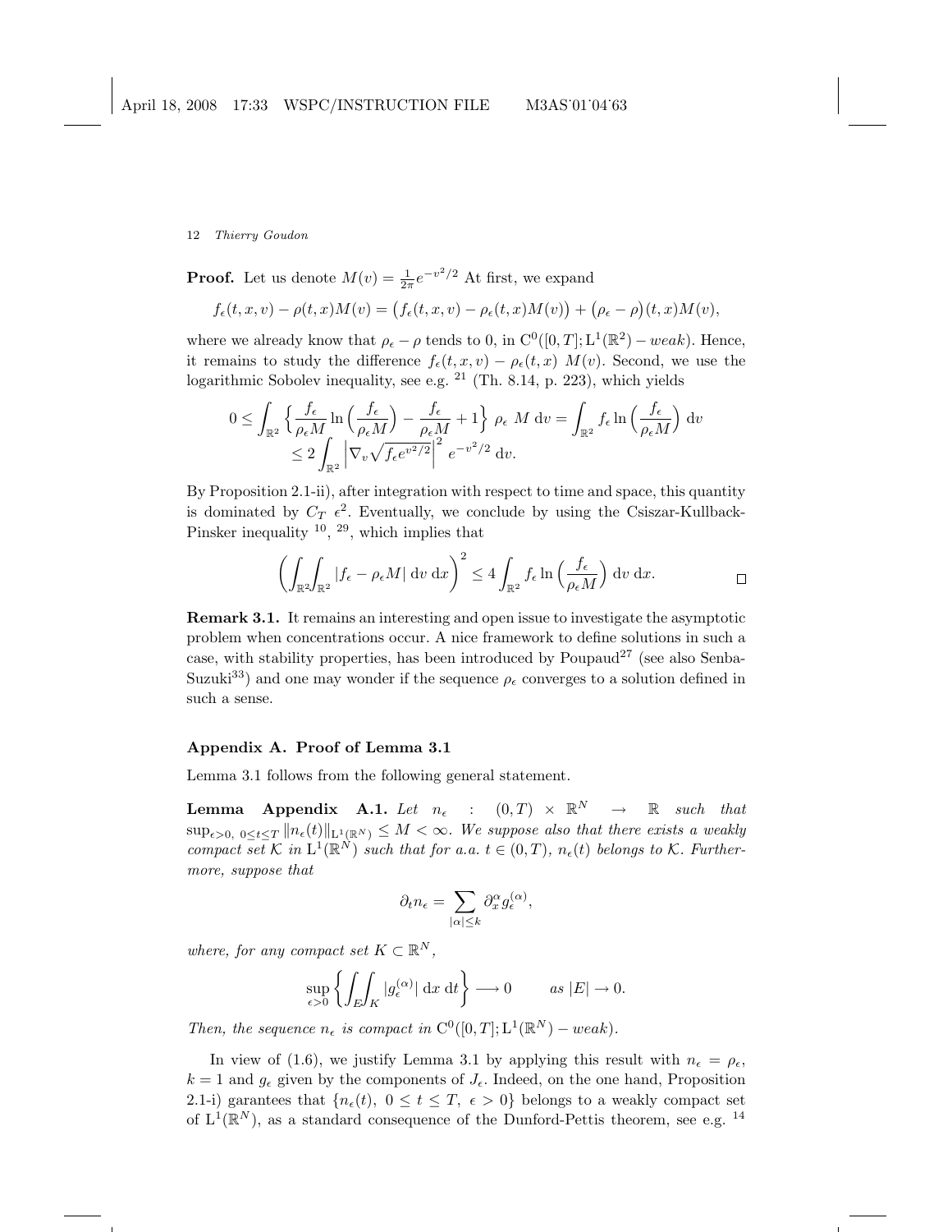**Proof.** Let us denote $M(v) = \frac{1}{2\pi} e^{-v^2/2}$ At first, we expand

$$f_\epsilon(t,x,v) - \rho(t,x)M(v) = \big(f_\epsilon(t,x,v) - \rho_\epsilon(t,x)M(v)\big) + \big(\rho_\epsilon - \rho\big)(t,x)M(v),$$

where we already know that $\rho_\epsilon - \rho$ tends to 0, in $\mathrm{C}^0([0,T];\mathrm{L}^1(\mathbb{R}^2) - weak)$. Hence, it remains to study the difference $f_\epsilon(t,x,v) - \rho_\epsilon(t,x)\ M(v)$. Second, we use the logarithmic Sobolev inequality, see e.g. [21] (Th. 8.14, p. 223), which yields

$$0 \le \int_{\mathbb{R}^2} \Big\{ \frac{f_\epsilon}{\rho_\epsilon M} \ln\Big(\frac{f_\epsilon}{\rho_\epsilon M}\Big) - \frac{f_\epsilon}{\rho_\epsilon M} + 1 \Big\}\ \rho_\epsilon\ M\ \mathrm{d}v = \int_{\mathbb{R}^2} f_\epsilon \ln\Big(\frac{f_\epsilon}{\rho_\epsilon M}\Big)\ \mathrm{d}v$$
$$\le 2\int_{\mathbb{R}^2} \Big|\nabla_v \sqrt{f_\epsilon e^{v^2/2}}\Big|^2\ e^{-v^2/2}\ \mathrm{d}v.$$

By Proposition 2.1-ii), after integration with respect to time and space, this quantity is dominated by $C_T\ \epsilon^2$. Eventually, we conclude by using the Csiszar-Kullback-Pinsker inequality [10], [29], which implies that

$$\bigg(\int_{\mathbb{R}^2}\!\!\int_{\mathbb{R}^2} |f_\epsilon - \rho_\epsilon M|\ \mathrm{d}v\ \mathrm{d}x\bigg)^2 \le 4\int_{\mathbb{R}^2} f_\epsilon \ln\Big(\frac{f_\epsilon}{\rho_\epsilon M}\Big)\ \mathrm{d}v\ \mathrm{d}x.$$

□

**Remark 3.1.** It remains an interesting and open issue to investigate the asymptotic problem when concentrations occur. A nice framework to define solutions in such a case, with stability properties, has been introduced by Poupaud[27] (see also Senba-Suzuki[33]) and one may wonder if the sequence $\rho_\epsilon$ converges to a solution defined in such a sense.

## Appendix A. Proof of Lemma 3.1

Lemma 3.1 follows from the following general statement.

**Lemma Appendix A.1.** *Let $n_\epsilon : (0,T) \times \mathbb{R}^N \to \mathbb{R}$ such that $\sup_{\epsilon>0,\ 0\le t\le T} \|n_\epsilon(t)\|_{\mathrm{L}^1(\mathbb{R}^N)} \le M < \infty$. We suppose also that there exists a weakly compact set $\mathcal{K}$ in $\mathrm{L}^1(\mathbb{R}^N)$ such that for a.a. $t \in (0,T)$, $n_\epsilon(t)$ belongs to $\mathcal{K}$. Furthermore, suppose that*

$$\partial_t n_\epsilon = \sum_{|\alpha|\le k} \partial_x^\alpha g_\epsilon^{(\alpha)},$$

*where, for any compact set $K \subset \mathbb{R}^N$,*

$$\sup_{\epsilon>0} \bigg\{ \int_E\!\!\int_K |g_\epsilon^{(\alpha)}|\ \mathrm{d}x\ \mathrm{d}t \bigg\} \longrightarrow 0 \qquad \text{as } |E| \to 0.$$

*Then, the sequence $n_\epsilon$ is compact in $\mathrm{C}^0([0,T];\mathrm{L}^1(\mathbb{R}^N) - weak)$.*

In view of (1.6), we justify Lemma 3.1 by applying this result with $n_\epsilon = \rho_\epsilon$, $k = 1$ and $g_\epsilon$ given by the components of $J_\epsilon$. Indeed, on the one hand, Proposition 2.1-i) garantees that $\{n_\epsilon(t),\ 0 \le t \le T,\ \epsilon > 0\}$ belongs to a weakly compact set of $\mathrm{L}^1(\mathbb{R}^N)$, as a standard consequence of the Dunford-Pettis theorem, see e.g. [14]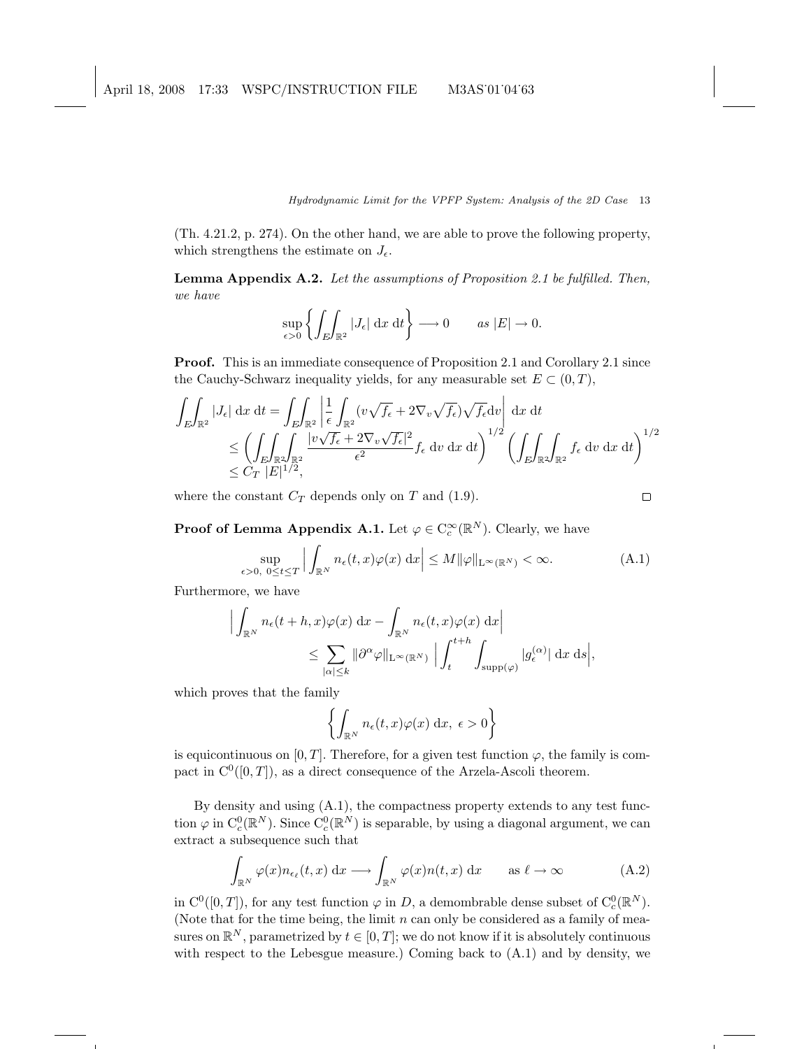(Th. 4.21.2, p. 274). On the other hand, we are able to prove the following property, which strengthens the estimate on $J_\epsilon$.

**Lemma Appendix A.2.** *Let the assumptions of Proposition 2.1 be fulfilled. Then, we have*

$$\sup_{\epsilon>0} \left\{ \iint_E \int_{\mathbb{R}^2} |J_\epsilon| \, \mathrm{d}x \, \mathrm{d}t \right\} \longrightarrow 0 \qquad \text{as } |E| \to 0.$$

**Proof.** This is an immediate consequence of Proposition 2.1 and Corollary 2.1 since the Cauchy-Schwarz inequality yields, for any measurable set $E \subset (0,T)$,

$$\begin{aligned}
\iint_E \int_{\mathbb{R}^2} |J_\epsilon| \, \mathrm{d}x \, \mathrm{d}t &= \iint_E \int_{\mathbb{R}^2} \left| \frac{1}{\epsilon} \int_{\mathbb{R}^2} (v\sqrt{f_\epsilon} + 2\nabla_v \sqrt{f_\epsilon})\sqrt{f_\epsilon} \mathrm{d}v \right| \, \mathrm{d}x \, \mathrm{d}t \\
&\leq \left( \iint_E \int_{\mathbb{R}^2} \int_{\mathbb{R}^2} \frac{|v\sqrt{f_\epsilon} + 2\nabla_v \sqrt{f_\epsilon}|^2}{\epsilon^2} f_\epsilon \, \mathrm{d}v \, \mathrm{d}x \, \mathrm{d}t \right)^{1/2} \left( \iint_E \int_{\mathbb{R}^2} \int_{\mathbb{R}^2} f_\epsilon \, \mathrm{d}v \, \mathrm{d}x \, \mathrm{d}t \right)^{1/2} \\
&\leq C_T \, |E|^{1/2},
\end{aligned}$$

where the constant $C_T$ depends only on $T$ and (1.9). $\square$

**Proof of Lemma Appendix A.1.** Let $\varphi \in \mathrm{C}_c^\infty(\mathbb{R}^N)$. Clearly, we have

$$\sup_{\epsilon>0, \ 0\leq t\leq T} \Big| \int_{\mathbb{R}^N} n_\epsilon(t,x)\varphi(x) \, \mathrm{d}x \Big| \leq M \|\varphi\|_{\mathrm{L}^\infty(\mathbb{R}^N)} < \infty. \tag{A.1}$$

Furthermore, we have

$$\begin{aligned}
\Big| \int_{\mathbb{R}^N} n_\epsilon(t+h,x)\varphi(x) \, \mathrm{d}x - \int_{\mathbb{R}^N} n_\epsilon(t,x)\varphi(x) \, \mathrm{d}x \Big| \\
\leq \sum_{|\alpha|\leq k} \|\partial^\alpha \varphi\|_{\mathrm{L}^\infty(\mathbb{R}^N)} \Big| \int_t^{t+h} \int_{\mathrm{supp}(\varphi)} |g_\epsilon^{(\alpha)}| \, \mathrm{d}x \, \mathrm{d}s \Big|,
\end{aligned}$$

which proves that the family

$$\left\{ \int_{\mathbb{R}^N} n_\epsilon(t,x)\varphi(x) \, \mathrm{d}x, \ \epsilon > 0 \right\}$$

is equicontinuous on $[0,T]$. Therefore, for a given test function $\varphi$, the family is compact in $\mathrm{C}^0([0,T])$, as a direct consequence of the Arzela-Ascoli theorem.

By density and using (A.1), the compactness property extends to any test function $\varphi$ in $\mathrm{C}_c^0(\mathbb{R}^N)$. Since $\mathrm{C}_c^0(\mathbb{R}^N)$ is separable, by using a diagonal argument, we can extract a subsequence such that

$$\int_{\mathbb{R}^N} \varphi(x) n_{\epsilon_\ell}(t,x) \, \mathrm{d}x \longrightarrow \int_{\mathbb{R}^N} \varphi(x) n(t,x) \, \mathrm{d}x \qquad \text{as } \ell \to \infty \tag{A.2}$$

in $\mathrm{C}^0([0,T])$, for any test function $\varphi$ in $D$, a demombrable dense subset of $\mathrm{C}_c^0(\mathbb{R}^N)$. (Note that for the time being, the limit $n$ can only be considered as a family of measures on $\mathbb{R}^N$, parametrized by $t \in [0,T]$; we do not know if it is absolutely continuous with respect to the Lebesgue measure.) Coming back to (A.1) and by density, we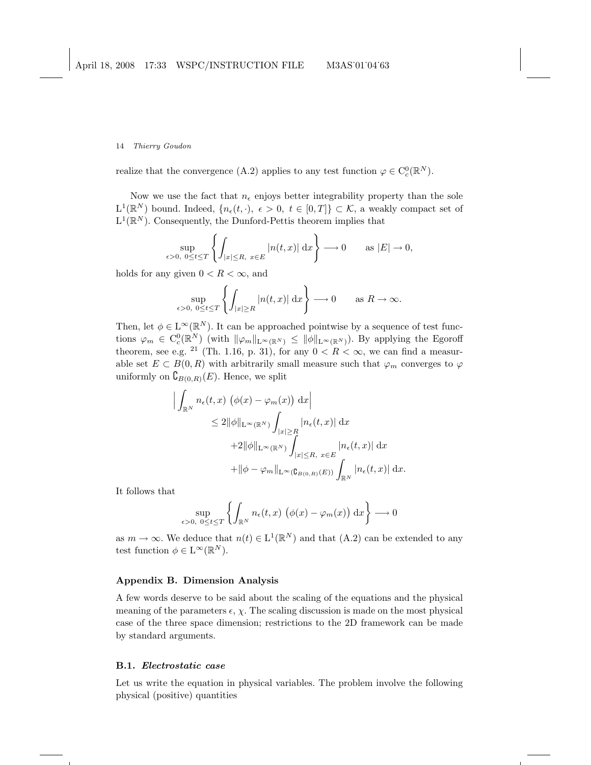realize that the convergence (A.2) applies to any test function $\varphi \in \mathrm{C}^0_c(\mathbb{R}^N)$.

Now we use the fact that $n_\epsilon$ enjoys better integrability property than the sole $\mathrm{L}^1(\mathbb{R}^N)$ bound. Indeed, $\{n_\epsilon(t,\cdot),\ \epsilon > 0,\ t \in [0,T]\} \subset \mathcal{K}$, a weakly compact set of $\mathrm{L}^1(\mathbb{R}^N)$. Consequently, the Dunford-Pettis theorem implies that

$$\sup_{\epsilon>0,\ 0\le t\le T} \left\{ \int_{|x|\le R,\ x\in E} |n(t,x)|\,\mathrm{d}x \right\} \longrightarrow 0 \qquad \text{as } |E| \to 0,$$

holds for any given $0 < R < \infty$, and

$$\sup_{\epsilon>0,\ 0\le t\le T} \left\{ \int_{|x|\ge R} |n(t,x)|\,\mathrm{d}x \right\} \longrightarrow 0 \qquad \text{as } R \to \infty.$$

Then, let $\phi \in \mathrm{L}^\infty(\mathbb{R}^N)$. It can be approached pointwise by a sequence of test functions $\varphi_m \in \mathrm{C}^0_c(\mathbb{R}^N)$ (with $\|\varphi_m\|_{\mathrm{L}^\infty(\mathbb{R}^N)} \le \|\phi\|_{\mathrm{L}^\infty(\mathbb{R}^N)}$). By applying the Egoroff theorem, see e.g. [21] (Th. 1.16, p. 31), for any $0 < R < \infty$, we can find a measurable set $E \subset B(0,R)$ with arbitrarily small measure such that $\varphi_m$ converges to $\varphi$ uniformly on $\complement_{B(0,R)}(E)$. Hence, we split

$$\begin{aligned}
\Big| \int_{\mathbb{R}^N} n_\epsilon(t,x)\, \big(\phi(x) - \varphi_m(x)\big)\,\mathrm{d}x \Big| \\
&\le 2\|\phi\|_{\mathrm{L}^\infty(\mathbb{R}^N)} \int_{|x|\ge R} |n_\epsilon(t,x)|\,\mathrm{d}x \\
&\quad + 2\|\phi\|_{\mathrm{L}^\infty(\mathbb{R}^N)} \int_{|x|\le R,\ x\in E} |n_\epsilon(t,x)|\,\mathrm{d}x \\
&\quad + \|\phi - \varphi_m\|_{\mathrm{L}^\infty(\complement_{B(0,R)}(E))} \int_{\mathbb{R}^N} |n_\epsilon(t,x)|\,\mathrm{d}x.
\end{aligned}$$

It follows that

$$\sup_{\epsilon>0,\ 0\le t\le T} \left\{ \int_{\mathbb{R}^N} n_\epsilon(t,x)\, \big(\phi(x) - \varphi_m(x)\big)\,\mathrm{d}x \right\} \longrightarrow 0$$

as $m \to \infty$. We deduce that $n(t) \in \mathrm{L}^1(\mathbb{R}^N)$ and that (A.2) can be extended to any test function $\phi \in \mathrm{L}^\infty(\mathbb{R}^N)$.

## Appendix B. Dimension Analysis

A few words deserve to be said about the scaling of the equations and the physical meaning of the parameters $\epsilon$, $\chi$. The scaling discussion is made on the most physical case of the three space dimension; restrictions to the 2D framework can be made by standard arguments.

### B.1. *Electrostatic case*

Let us write the equation in physical variables. The problem involve the following physical (positive) quantities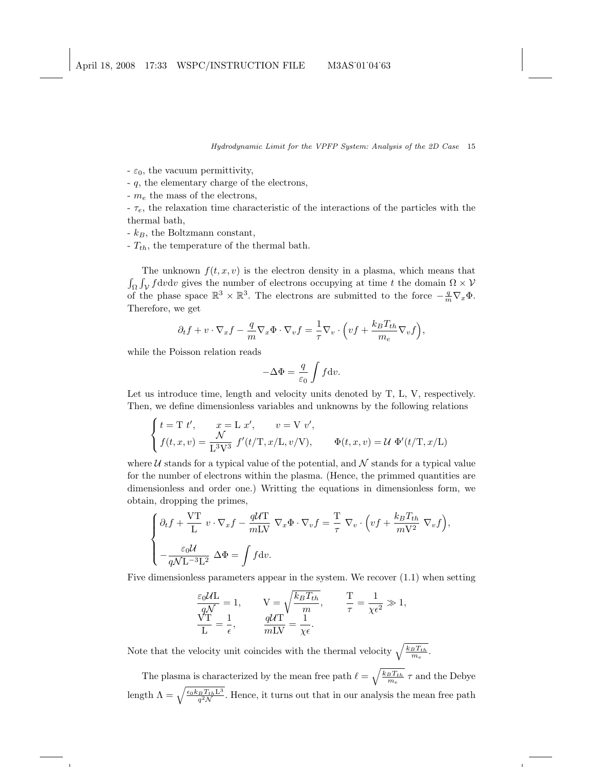- $\varepsilon_0$, the vacuum permittivity,

- $q$, the elementary charge of the electrons,

- $m_e$ the mass of the electrons,

- $\tau_e$, the relaxation time characteristic of the interactions of the particles with the thermal bath,

- $k_B$, the Boltzmann constant,

- $T_{th}$, the temperature of the thermal bath.

The unknown $f(t,x,v)$ is the electron density in a plasma, which means that $\int_\Omega \int_{\mathcal{V}} f \mathrm{d}v \mathrm{d}v$ gives the number of electrons occupying at time $t$ the domain $\Omega \times \mathcal{V}$ of the phase space $\mathbb{R}^3 \times \mathbb{R}^3$. The electrons are submitted to the force $-\frac{q}{m}\nabla_x \Phi$. Therefore, we get

$$\partial_t f + v \cdot \nabla_x f - \frac{q}{m} \nabla_x \Phi \cdot \nabla_v f = \frac{1}{\tau} \nabla_v \cdot \Big( vf + \frac{k_B T_{th}}{m_e} \nabla_v f \Big),$$

while the Poisson relation reads

$$-\Delta \Phi = \frac{q}{\varepsilon_0} \int f \mathrm{d}v.$$

Let us introduce time, length and velocity units denoted by T, L, V, respectively. Then, we define dimensionless variables and unknowns by the following relations

$$\begin{cases} t = \mathrm{T}\ t', \qquad x = \mathrm{L}\ x', \qquad v = \mathrm{V}\ v', \\ f(t,x,v) = \dfrac{\mathcal{N}}{\mathrm{L}^3 \mathrm{V}^3}\ f'(t/\mathrm{T}, x/\mathrm{L}, v/\mathrm{V}), \qquad \Phi(t,x,v) = \mathcal{U}\ \Phi'(t/\mathrm{T}, x/\mathrm{L}) \end{cases}$$

where $\mathcal{U}$ stands for a typical value of the potential, and $\mathcal{N}$ stands for a typical value for the number of electrons within the plasma. (Hence, the primmed quantities are dimensionless and order one.) Writting the equations in dimensionless form, we obtain, dropping the primes,

$$\begin{cases} \partial_t f + \dfrac{\mathrm{VT}}{\mathrm{L}}\ v \cdot \nabla_x f - \dfrac{q\mathcal{U}\mathrm{T}}{m\mathrm{LV}}\ \nabla_x \Phi \cdot \nabla_v f = \dfrac{\mathrm{T}}{\tau}\ \nabla_v \cdot \Big( vf + \dfrac{k_B T_{th}}{m \mathrm{V}^2}\ \nabla_v f \Big), \\ -\dfrac{\varepsilon_0 \mathcal{U}}{q \mathcal{N} \mathrm{L}^{-3} \mathrm{L}^2}\ \Delta \Phi = \displaystyle\int f \mathrm{d}v. \end{cases}$$

Five dimensionless parameters appear in the system. We recover (1.1) when setting

$$\frac{\varepsilon_0 \mathcal{U} \mathrm{L}}{q \mathcal{N}} = 1, \qquad \mathrm{V} = \sqrt{\frac{k_B T_{th}}{m}}, \qquad \frac{\mathrm{T}}{\tau} = \frac{1}{\chi \epsilon^2} \gg 1,$$
$$\frac{\mathrm{VT}}{\mathrm{L}} = \frac{1}{\epsilon}, \qquad \frac{q \mathcal{U} \mathrm{T}}{m \mathrm{LV}} = \frac{1}{\chi \epsilon}.$$

Note that the velocity unit coincides with the thermal velocity $\sqrt{\frac{k_B T_{th}}{m_e}}$.

The plasma is characterized by the mean free path $\ell = \sqrt{\frac{k_B T_{th}}{m_e}}\ \tau$ and the Debye length $\Lambda = \sqrt{\frac{\epsilon_0 k_B T_{th} \mathrm{L}^3}{q^2 \mathcal{N}}}$. Hence, it turns out that in our analysis the mean free path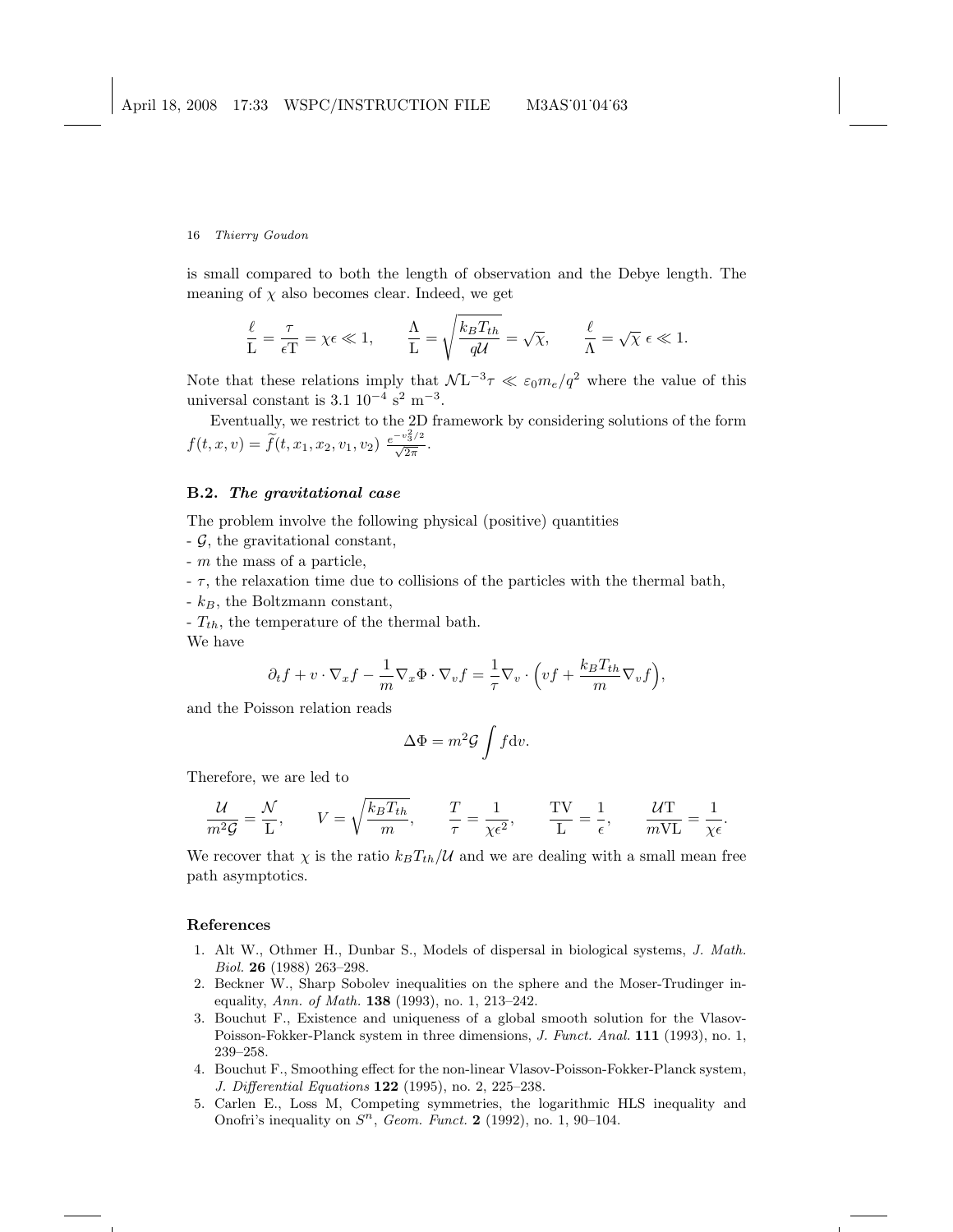is small compared to both the length of observation and the Debye length. The meaning of $\chi$ also becomes clear. Indeed, we get

$$\frac{\ell}{\mathrm{L}} = \frac{\tau}{\epsilon \mathrm{T}} = \chi\epsilon \ll 1, \qquad \frac{\Lambda}{\mathrm{L}} = \sqrt{\frac{k_B T_{th}}{q\mathcal{U}}} = \sqrt{\chi}, \qquad \frac{\ell}{\Lambda} = \sqrt{\chi}\ \epsilon \ll 1.$$

Note that these relations imply that $\mathcal{N}\mathrm{L}^{-3}\tau \ll \varepsilon_0 m_e/q^2$ where the value of this universal constant is $3.1\ 10^{-4}\ \mathrm{s}^2\ \mathrm{m}^{-3}$.

Eventually, we restrict to the 2D framework by considering solutions of the form $f(t,x,v) = \widetilde{f}(t,x_1,x_2,v_1,v_2)\ \frac{e^{-v_3^2/2}}{\sqrt{2\pi}}$.

### B.2. *The gravitational case*

The problem involve the following physical (positive) quantities
- $\mathcal{G}$, the gravitational constant,
- $m$ the mass of a particle,
- $\tau$, the relaxation time due to collisions of the particles with the thermal bath,
- $k_B$, the Boltzmann constant,
- $T_{th}$, the temperature of the thermal bath.

We have

$$\partial_t f + v\cdot\nabla_x f - \frac{1}{m}\nabla_x\Phi\cdot\nabla_v f = \frac{1}{\tau}\nabla_v\cdot\Big(vf + \frac{k_B T_{th}}{m}\nabla_v f\Big),$$

and the Poisson relation reads

$$\Delta\Phi = m^2\mathcal{G}\int f\,\mathrm{d}v.$$

Therefore, we are led to

$$\frac{\mathcal{U}}{m^2\mathcal{G}} = \frac{\mathcal{N}}{\mathrm{L}}, \qquad V = \sqrt{\frac{k_B T_{th}}{m}}, \qquad \frac{T}{\tau} = \frac{1}{\chi\epsilon^2}, \qquad \frac{\mathrm{TV}}{\mathrm{L}} = \frac{1}{\epsilon}, \qquad \frac{\mathcal{U}\mathrm{T}}{m\mathrm{VL}} = \frac{1}{\chi\epsilon}.$$

We recover that $\chi$ is the ratio $k_B T_{th}/\mathcal{U}$ and we are dealing with a small mean free path asymptotics.

## References

1. Alt W., Othmer H., Dunbar S., Models of dispersal in biological systems, *J. Math. Biol.* **26** (1988) 263–298.
2. Beckner W., Sharp Sobolev inequalities on the sphere and the Moser-Trudinger inequality, *Ann. of Math.* **138** (1993), no. 1, 213–242.
3. Bouchut F., Existence and uniqueness of a global smooth solution for the Vlasov-Poisson-Fokker-Planck system in three dimensions, *J. Funct. Anal.* **111** (1993), no. 1, 239–258.
4. Bouchut F., Smoothing effect for the non-linear Vlasov-Poisson-Fokker-Planck system, *J. Differential Equations* **122** (1995), no. 2, 225–238.
5. Carlen E., Loss M, Competing symmetries, the logarithmic HLS inequality and Onofri's inequality on $S^n$, *Geom. Funct.* **2** (1992), no. 1, 90–104.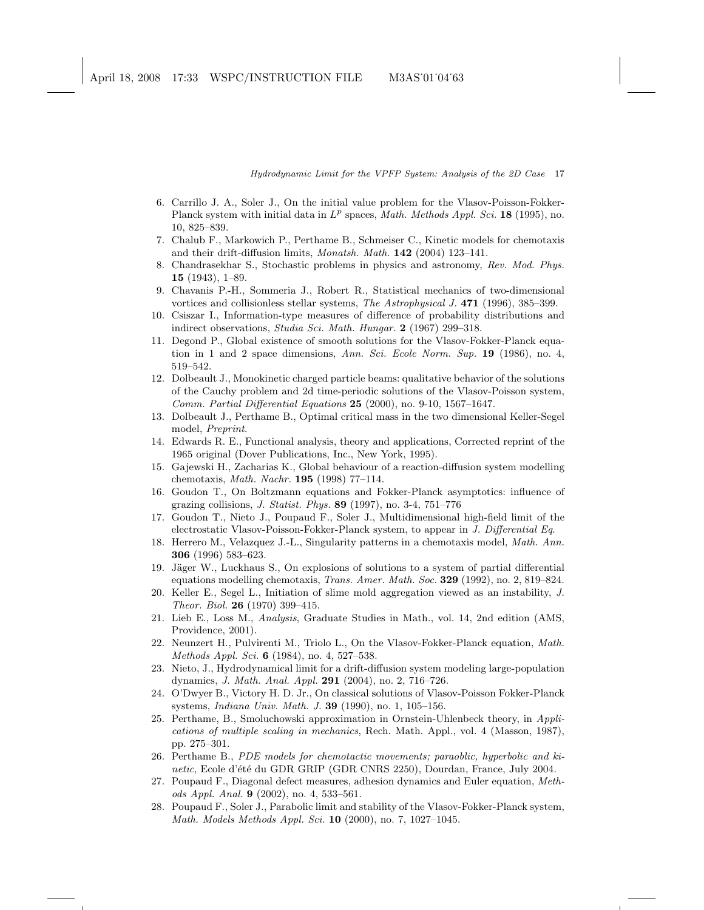6. Carrillo J. A., Soler J., On the initial value problem for the Vlasov-Poisson-Fokker-Planck system with initial data in $L^p$ spaces, *Math. Methods Appl. Sci.* **18** (1995), no. 10, 825–839.
7. Chalub F., Markowich P., Perthame B., Schmeiser C., Kinetic models for chemotaxis and their drift-diffusion limits, *Monatsh. Math.* **142** (2004) 123–141.
8. Chandrasekhar S., Stochastic problems in physics and astronomy, *Rev. Mod. Phys.* **15** (1943), 1–89.
9. Chavanis P.-H., Sommeria J., Robert R., Statistical mechanics of two-dimensional vortices and collisionless stellar systems, *The Astrophysical J.* **471** (1996), 385–399.
10. Csiszar I., Information-type measures of difference of probability distributions and indirect observations, *Studia Sci. Math. Hungar.* **2** (1967) 299–318.
11. Degond P., Global existence of smooth solutions for the Vlasov-Fokker-Planck equation in 1 and 2 space dimensions, *Ann. Sci. Ecole Norm. Sup.* **19** (1986), no. 4, 519–542.
12. Dolbeault J., Monokinetic charged particle beams: qualitative behavior of the solutions of the Cauchy problem and 2d time-periodic solutions of the Vlasov-Poisson system, *Comm. Partial Differential Equations* **25** (2000), no. 9-10, 1567–1647.
13. Dolbeault J., Perthame B., Optimal critical mass in the two dimensional Keller-Segel model, *Preprint*.
14. Edwards R. E., Functional analysis, theory and applications, Corrected reprint of the 1965 original (Dover Publications, Inc., New York, 1995).
15. Gajewski H., Zacharias K., Global behaviour of a reaction-diffusion system modelling chemotaxis, *Math. Nachr.* **195** (1998) 77–114.
16. Goudon T., On Boltzmann equations and Fokker-Planck asymptotics: influence of grazing collisions, *J. Statist. Phys.* **89** (1997), no. 3-4, 751–776
17. Goudon T., Nieto J., Poupaud F., Soler J., Multidimensional high-field limit of the electrostatic Vlasov-Poisson-Fokker-Planck system, to appear in *J. Differential Eq*.
18. Herrero M., Velazquez J.-L., Singularity patterns in a chemotaxis model, *Math. Ann.* **306** (1996) 583–623.
19. Jäger W., Luckhaus S., On explosions of solutions to a system of partial differential equations modelling chemotaxis, *Trans. Amer. Math. Soc.* **329** (1992), no. 2, 819–824.
20. Keller E., Segel L., Initiation of slime mold aggregation viewed as an instability, *J. Theor. Biol.* **26** (1970) 399–415.
21. Lieb E., Loss M., *Analysis*, Graduate Studies in Math., vol. 14, 2nd edition (AMS, Providence, 2001).
22. Neunzert H., Pulvirenti M., Triolo L., On the Vlasov-Fokker-Planck equation, *Math. Methods Appl. Sci.* **6** (1984), no. 4, 527–538.
23. Nieto, J., Hydrodynamical limit for a drift-diffusion system modeling large-population dynamics, *J. Math. Anal. Appl.* **291** (2004), no. 2, 716–726.
24. O'Dwyer B., Victory H. D. Jr., On classical solutions of Vlasov-Poisson Fokker-Planck systems, *Indiana Univ. Math. J.* **39** (1990), no. 1, 105–156.
25. Perthame, B., Smoluchowski approximation in Ornstein-Uhlenbeck theory, in *Applications of multiple scaling in mechanics*, Rech. Math. Appl., vol. 4 (Masson, 1987), pp. 275–301.
26. Perthame B., *PDE models for chemotactic movements; paraoblic, hyperbolic and kinetic*, Ecole d'été du GDR GRIP (GDR CNRS 2250), Dourdan, France, July 2004.
27. Poupaud F., Diagonal defect measures, adhesion dynamics and Euler equation, *Methods Appl. Anal.* **9** (2002), no. 4, 533–561.
28. Poupaud F., Soler J., Parabolic limit and stability of the Vlasov-Fokker-Planck system, *Math. Models Methods Appl. Sci.* **10** (2000), no. 7, 1027–1045.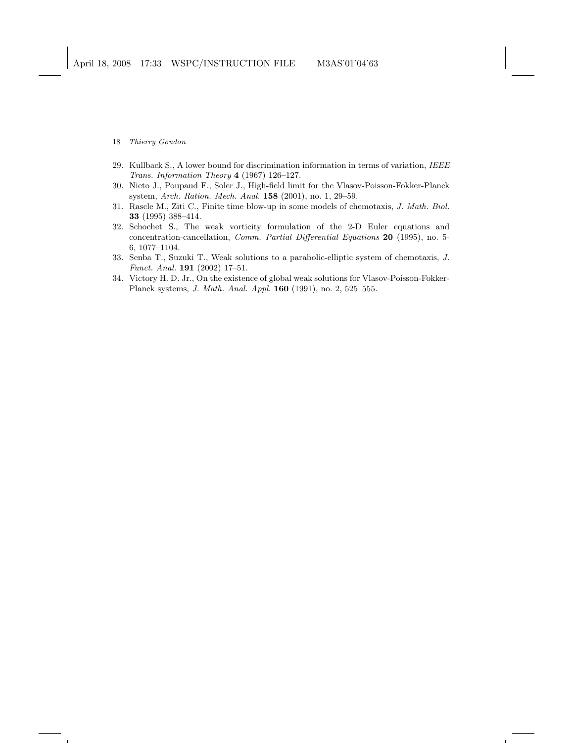29. Kullback S., A lower bound for discrimination information in terms of variation, *IEEE Trans. Information Theory* **4** (1967) 126–127.
30. Nieto J., Poupaud F., Soler J., High-field limit for the Vlasov-Poisson-Fokker-Planck system, *Arch. Ration. Mech. Anal.* **158** (2001), no. 1, 29–59.
31. Rascle M., Ziti C., Finite time blow-up in some models of chemotaxis, *J. Math. Biol.* **33** (1995) 388–414.
32. Schochet S., The weak vorticity formulation of the 2-D Euler equations and concentration-cancellation, *Comm. Partial Differential Equations* **20** (1995), no. 5-6, 1077–1104.
33. Senba T., Suzuki T., Weak solutions to a parabolic-elliptic system of chemotaxis, *J. Funct. Anal.* **191** (2002) 17–51.
34. Victory H. D. Jr., On the existence of global weak solutions for Vlasov-Poisson-Fokker-Planck systems, *J. Math. Anal. Appl.* **160** (1991), no. 2, 525–555.